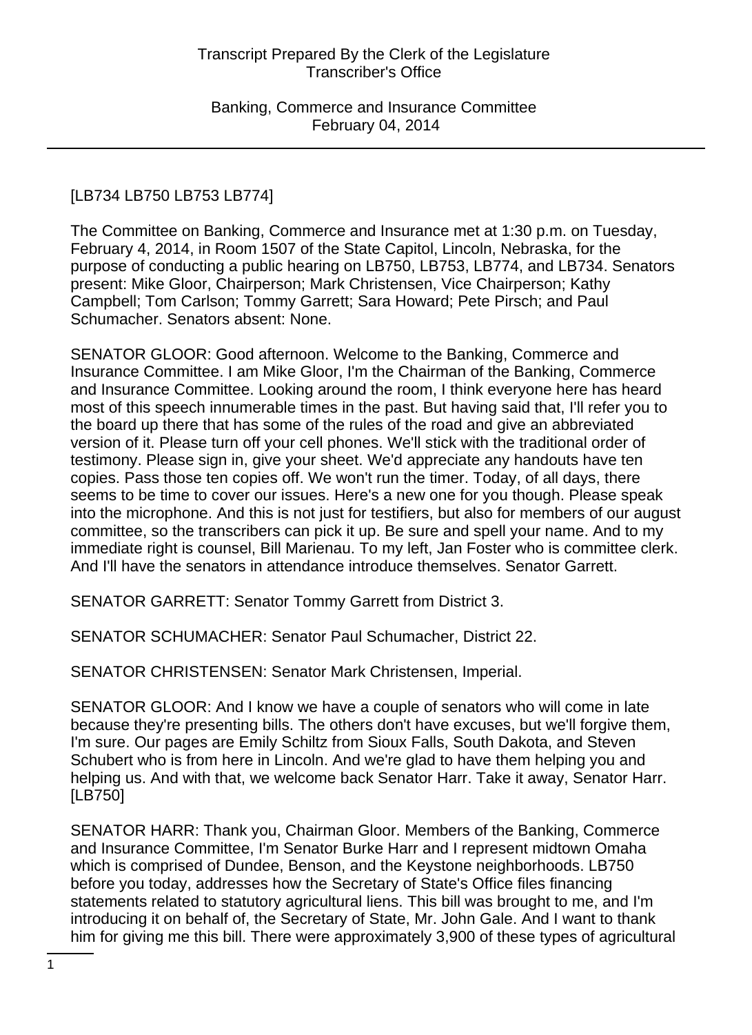[LB734 LB750 LB753 LB774]

The Committee on Banking, Commerce and Insurance met at 1:30 p.m. on Tuesday, February 4, 2014, in Room 1507 of the State Capitol, Lincoln, Nebraska, for the purpose of conducting a public hearing on LB750, LB753, LB774, and LB734. Senators present: Mike Gloor, Chairperson; Mark Christensen, Vice Chairperson; Kathy Campbell; Tom Carlson; Tommy Garrett; Sara Howard; Pete Pirsch; and Paul Schumacher. Senators absent: None.

SENATOR GLOOR: Good afternoon. Welcome to the Banking, Commerce and Insurance Committee. I am Mike Gloor, I'm the Chairman of the Banking, Commerce and Insurance Committee. Looking around the room, I think everyone here has heard most of this speech innumerable times in the past. But having said that, I'll refer you to the board up there that has some of the rules of the road and give an abbreviated version of it. Please turn off your cell phones. We'll stick with the traditional order of testimony. Please sign in, give your sheet. We'd appreciate any handouts have ten copies. Pass those ten copies off. We won't run the timer. Today, of all days, there seems to be time to cover our issues. Here's a new one for you though. Please speak into the microphone. And this is not just for testifiers, but also for members of our august committee, so the transcribers can pick it up. Be sure and spell your name. And to my immediate right is counsel, Bill Marienau. To my left, Jan Foster who is committee clerk. And I'll have the senators in attendance introduce themselves. Senator Garrett.

SENATOR GARRETT: Senator Tommy Garrett from District 3.

SENATOR SCHUMACHER: Senator Paul Schumacher, District 22.

SENATOR CHRISTENSEN: Senator Mark Christensen, Imperial.

SENATOR GLOOR: And I know we have a couple of senators who will come in late because they're presenting bills. The others don't have excuses, but we'll forgive them, I'm sure. Our pages are Emily Schiltz from Sioux Falls, South Dakota, and Steven Schubert who is from here in Lincoln. And we're glad to have them helping you and helping us. And with that, we welcome back Senator Harr. Take it away, Senator Harr. [LB750]

SENATOR HARR: Thank you, Chairman Gloor. Members of the Banking, Commerce and Insurance Committee, I'm Senator Burke Harr and I represent midtown Omaha which is comprised of Dundee, Benson, and the Keystone neighborhoods. LB750 before you today, addresses how the Secretary of State's Office files financing statements related to statutory agricultural liens. This bill was brought to me, and I'm introducing it on behalf of, the Secretary of State, Mr. John Gale. And I want to thank him for giving me this bill. There were approximately 3,900 of these types of agricultural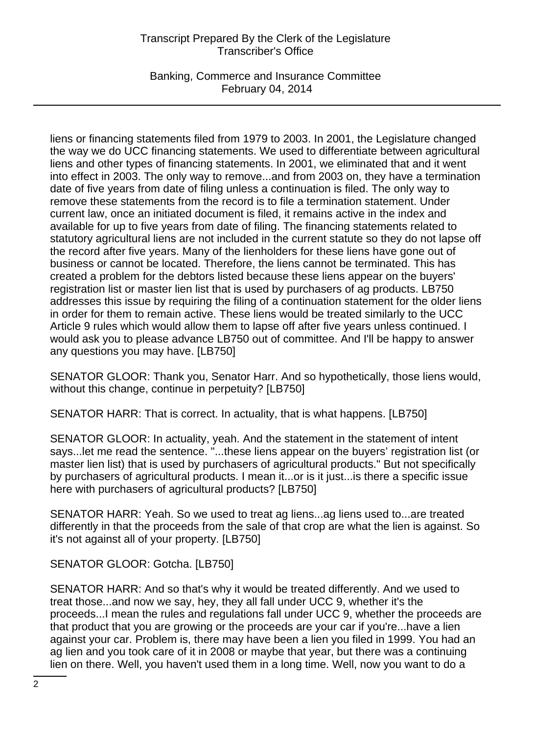liens or financing statements filed from 1979 to 2003. In 2001, the Legislature changed the way we do UCC financing statements. We used to differentiate between agricultural liens and other types of financing statements. In 2001, we eliminated that and it went into effect in 2003. The only way to remove...and from 2003 on, they have a termination date of five years from date of filing unless a continuation is filed. The only way to remove these statements from the record is to file a termination statement. Under current law, once an initiated document is filed, it remains active in the index and available for up to five years from date of filing. The financing statements related to statutory agricultural liens are not included in the current statute so they do not lapse off the record after five years. Many of the lienholders for these liens have gone out of business or cannot be located. Therefore, the liens cannot be terminated. This has created a problem for the debtors listed because these liens appear on the buyers' registration list or master lien list that is used by purchasers of ag products. LB750 addresses this issue by requiring the filing of a continuation statement for the older liens in order for them to remain active. These liens would be treated similarly to the UCC Article 9 rules which would allow them to lapse off after five years unless continued. I would ask you to please advance LB750 out of committee. And I'll be happy to answer any questions you may have. [LB750]

SENATOR GLOOR: Thank you, Senator Harr. And so hypothetically, those liens would, without this change, continue in perpetuity? [LB750]

SENATOR HARR: That is correct. In actuality, that is what happens. [LB750]

SENATOR GLOOR: In actuality, yeah. And the statement in the statement of intent says...let me read the sentence. "...these liens appear on the buyers' registration list (or master lien list) that is used by purchasers of agricultural products." But not specifically by purchasers of agricultural products. I mean it...or is it just...is there a specific issue here with purchasers of agricultural products? [LB750]

SENATOR HARR: Yeah. So we used to treat ag liens...ag liens used to...are treated differently in that the proceeds from the sale of that crop are what the lien is against. So it's not against all of your property. [LB750]

SENATOR GLOOR: Gotcha. [LB750]

SENATOR HARR: And so that's why it would be treated differently. And we used to treat those...and now we say, hey, they all fall under UCC 9, whether it's the proceeds...I mean the rules and regulations fall under UCC 9, whether the proceeds are that product that you are growing or the proceeds are your car if you're...have a lien against your car. Problem is, there may have been a lien you filed in 1999. You had an ag lien and you took care of it in 2008 or maybe that year, but there was a continuing lien on there. Well, you haven't used them in a long time. Well, now you want to do a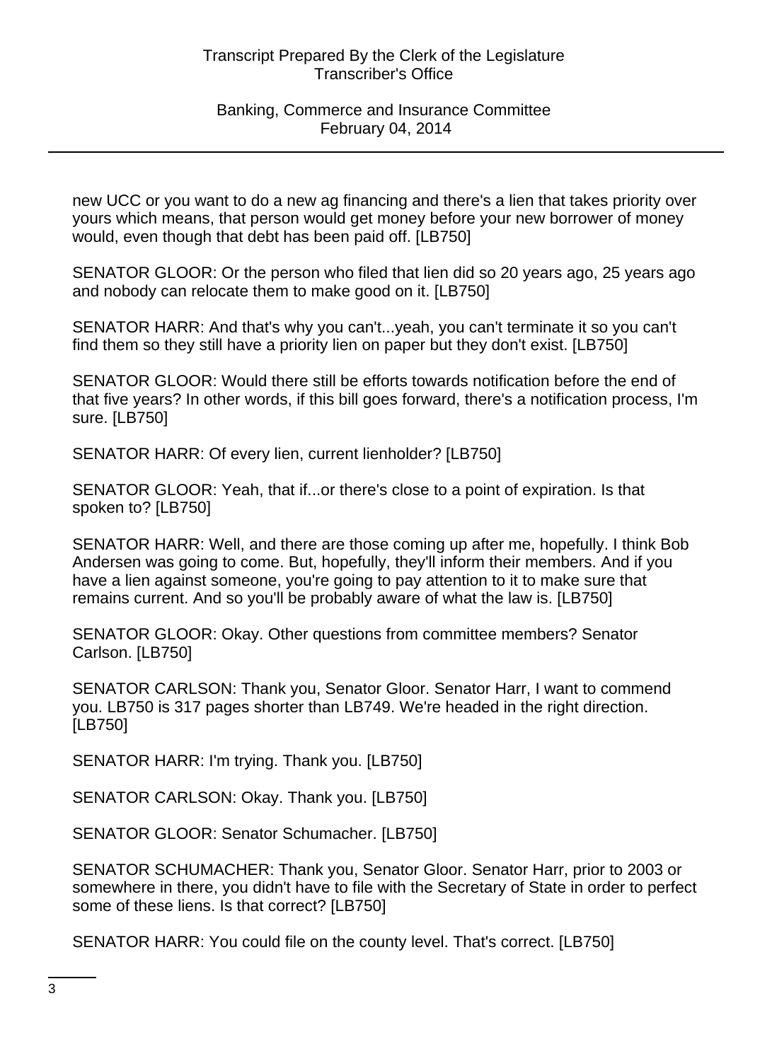new UCC or you want to do a new ag financing and there's a lien that takes priority over yours which means, that person would get money before your new borrower of money would, even though that debt has been paid off. [LB750]

SENATOR GLOOR: Or the person who filed that lien did so 20 years ago, 25 years ago and nobody can relocate them to make good on it. [LB750]

SENATOR HARR: And that's why you can't...yeah, you can't terminate it so you can't find them so they still have a priority lien on paper but they don't exist. [LB750]

SENATOR GLOOR: Would there still be efforts towards notification before the end of that five years? In other words, if this bill goes forward, there's a notification process, I'm sure. [LB750]

SENATOR HARR: Of every lien, current lienholder? [LB750]

SENATOR GLOOR: Yeah, that if...or there's close to a point of expiration. Is that spoken to? [LB750]

SENATOR HARR: Well, and there are those coming up after me, hopefully. I think Bob Andersen was going to come. But, hopefully, they'll inform their members. And if you have a lien against someone, you're going to pay attention to it to make sure that remains current. And so you'll be probably aware of what the law is. [LB750]

SENATOR GLOOR: Okay. Other questions from committee members? Senator Carlson. [LB750]

SENATOR CARLSON: Thank you, Senator Gloor. Senator Harr, I want to commend you. LB750 is 317 pages shorter than LB749. We're headed in the right direction. [LB750]

SENATOR HARR: I'm trying. Thank you. [LB750]

SENATOR CARLSON: Okay. Thank you. [LB750]

SENATOR GLOOR: Senator Schumacher. [LB750]

SENATOR SCHUMACHER: Thank you, Senator Gloor. Senator Harr, prior to 2003 or somewhere in there, you didn't have to file with the Secretary of State in order to perfect some of these liens. Is that correct? [LB750]

SENATOR HARR: You could file on the county level. That's correct. [LB750]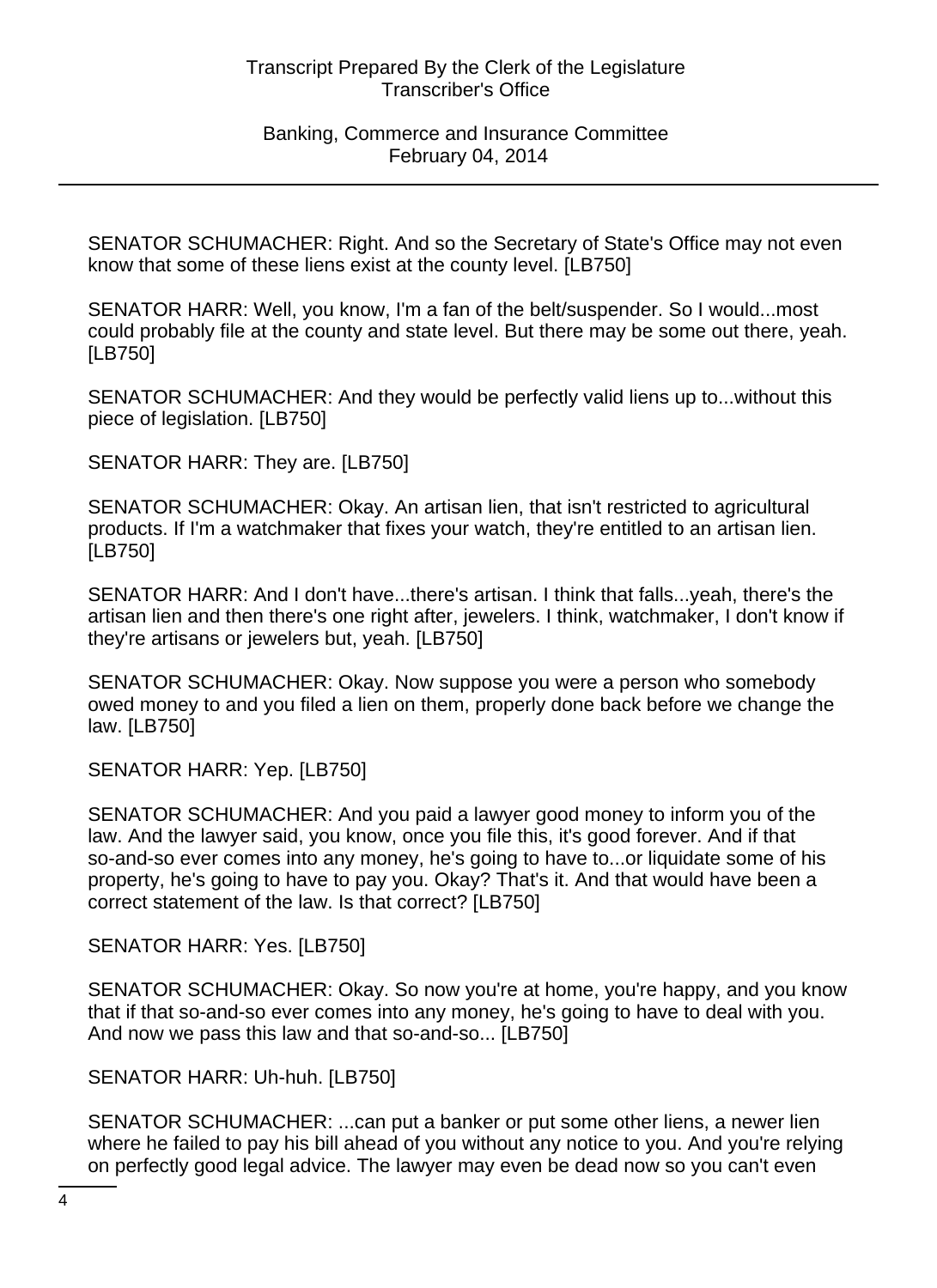SENATOR SCHUMACHER: Right. And so the Secretary of State's Office may not even know that some of these liens exist at the county level. [LB750]

SENATOR HARR: Well, you know, I'm a fan of the belt/suspender. So I would...most could probably file at the county and state level. But there may be some out there, yeah. [LB750]

SENATOR SCHUMACHER: And they would be perfectly valid liens up to...without this piece of legislation. [LB750]

SENATOR HARR: They are. [LB750]

SENATOR SCHUMACHER: Okay. An artisan lien, that isn't restricted to agricultural products. If I'm a watchmaker that fixes your watch, they're entitled to an artisan lien. [LB750]

SENATOR HARR: And I don't have...there's artisan. I think that falls...yeah, there's the artisan lien and then there's one right after, jewelers. I think, watchmaker, I don't know if they're artisans or jewelers but, yeah. [LB750]

SENATOR SCHUMACHER: Okay. Now suppose you were a person who somebody owed money to and you filed a lien on them, properly done back before we change the law. [LB750]

SENATOR HARR: Yep. [LB750]

SENATOR SCHUMACHER: And you paid a lawyer good money to inform you of the law. And the lawyer said, you know, once you file this, it's good forever. And if that so-and-so ever comes into any money, he's going to have to...or liquidate some of his property, he's going to have to pay you. Okay? That's it. And that would have been a correct statement of the law. Is that correct? [LB750]

SENATOR HARR: Yes. [LB750]

SENATOR SCHUMACHER: Okay. So now you're at home, you're happy, and you know that if that so-and-so ever comes into any money, he's going to have to deal with you. And now we pass this law and that so-and-so... [LB750]

SENATOR HARR: Uh-huh. [LB750]

SENATOR SCHUMACHER: ...can put a banker or put some other liens, a newer lien where he failed to pay his bill ahead of you without any notice to you. And you're relying on perfectly good legal advice. The lawyer may even be dead now so you can't even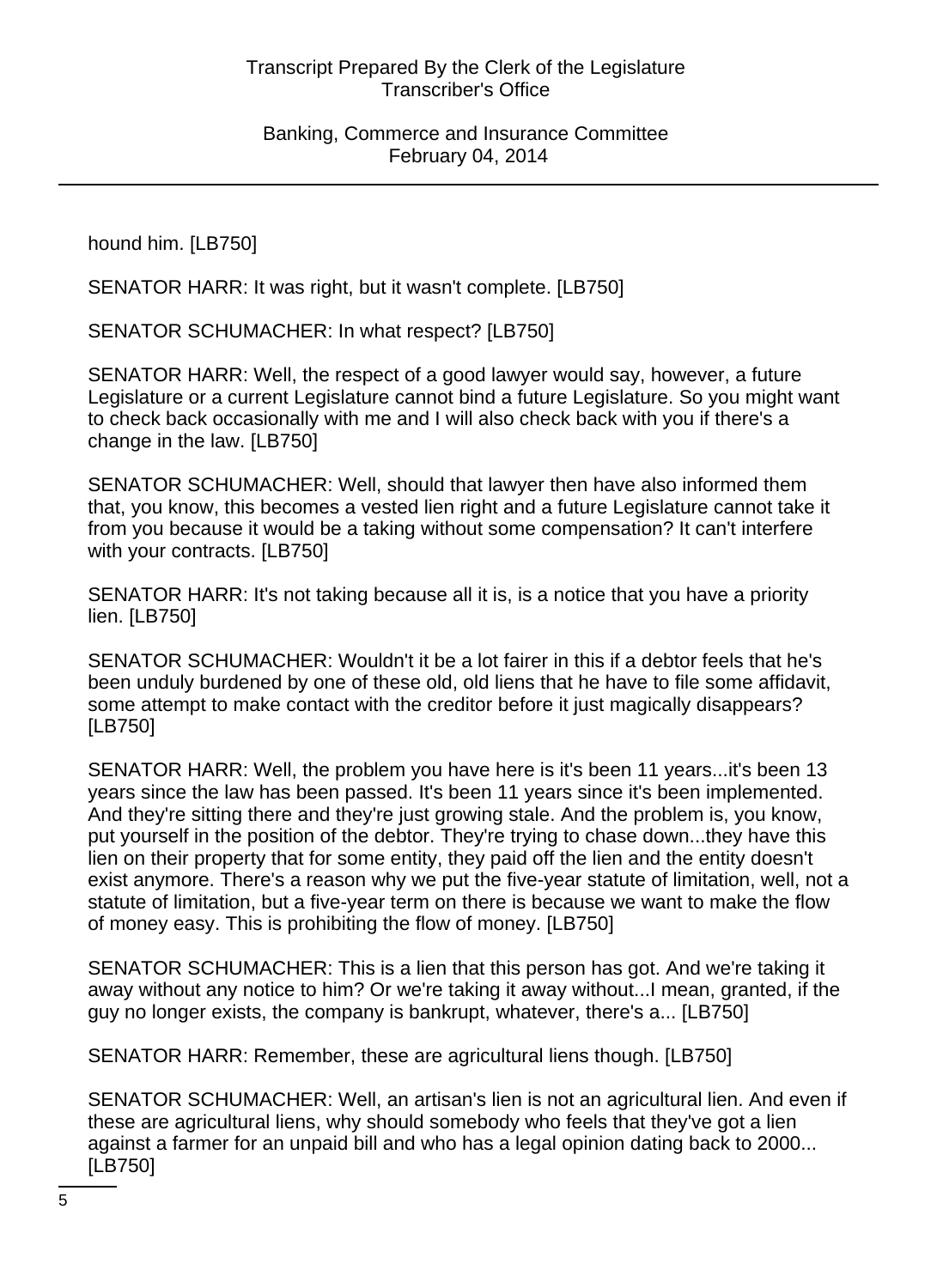hound him. [LB750]

SENATOR HARR: It was right, but it wasn't complete. [LB750]

SENATOR SCHUMACHER: In what respect? [LB750]

SENATOR HARR: Well, the respect of a good lawyer would say, however, a future Legislature or a current Legislature cannot bind a future Legislature. So you might want to check back occasionally with me and I will also check back with you if there's a change in the law. [LB750]

SENATOR SCHUMACHER: Well, should that lawyer then have also informed them that, you know, this becomes a vested lien right and a future Legislature cannot take it from you because it would be a taking without some compensation? It can't interfere with your contracts. [LB750]

SENATOR HARR: It's not taking because all it is, is a notice that you have a priority lien. [LB750]

SENATOR SCHUMACHER: Wouldn't it be a lot fairer in this if a debtor feels that he's been unduly burdened by one of these old, old liens that he have to file some affidavit, some attempt to make contact with the creditor before it just magically disappears? [LB750]

SENATOR HARR: Well, the problem you have here is it's been 11 years...it's been 13 years since the law has been passed. It's been 11 years since it's been implemented. And they're sitting there and they're just growing stale. And the problem is, you know, put yourself in the position of the debtor. They're trying to chase down...they have this lien on their property that for some entity, they paid off the lien and the entity doesn't exist anymore. There's a reason why we put the five-year statute of limitation, well, not a statute of limitation, but a five-year term on there is because we want to make the flow of money easy. This is prohibiting the flow of money. [LB750]

SENATOR SCHUMACHER: This is a lien that this person has got. And we're taking it away without any notice to him? Or we're taking it away without...I mean, granted, if the guy no longer exists, the company is bankrupt, whatever, there's a... [LB750]

SENATOR HARR: Remember, these are agricultural liens though. [LB750]

SENATOR SCHUMACHER: Well, an artisan's lien is not an agricultural lien. And even if these are agricultural liens, why should somebody who feels that they've got a lien against a farmer for an unpaid bill and who has a legal opinion dating back to 2000... [LB750]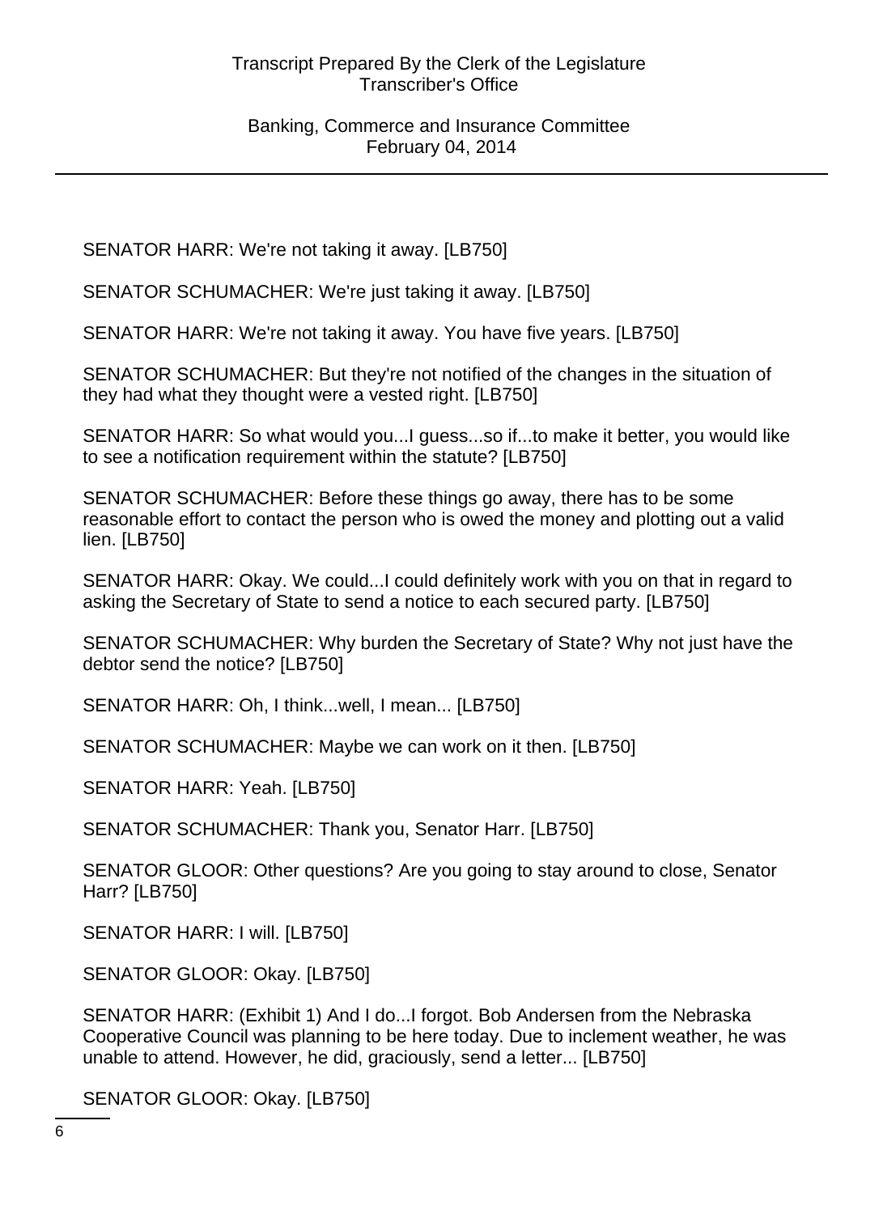SENATOR HARR: We're not taking it away. [LB750]

SENATOR SCHUMACHER: We're just taking it away. [LB750]

SENATOR HARR: We're not taking it away. You have five years. [LB750]

SENATOR SCHUMACHER: But they're not notified of the changes in the situation of they had what they thought were a vested right. [LB750]

SENATOR HARR: So what would you...I guess...so if...to make it better, you would like to see a notification requirement within the statute? [LB750]

SENATOR SCHUMACHER: Before these things go away, there has to be some reasonable effort to contact the person who is owed the money and plotting out a valid lien. [LB750]

SENATOR HARR: Okay. We could...I could definitely work with you on that in regard to asking the Secretary of State to send a notice to each secured party. [LB750]

SENATOR SCHUMACHER: Why burden the Secretary of State? Why not just have the debtor send the notice? [LB750]

SENATOR HARR: Oh, I think...well, I mean... [LB750]

SENATOR SCHUMACHER: Maybe we can work on it then. [LB750]

SENATOR HARR: Yeah. [LB750]

SENATOR SCHUMACHER: Thank you, Senator Harr. [LB750]

SENATOR GLOOR: Other questions? Are you going to stay around to close, Senator Harr? [LB750]

SENATOR HARR: I will. [LB750]

SENATOR GLOOR: Okay. [LB750]

SENATOR HARR: (Exhibit 1) And I do...I forgot. Bob Andersen from the Nebraska Cooperative Council was planning to be here today. Due to inclement weather, he was unable to attend. However, he did, graciously, send a letter... [LB750]

SENATOR GLOOR: Okay. [LB750]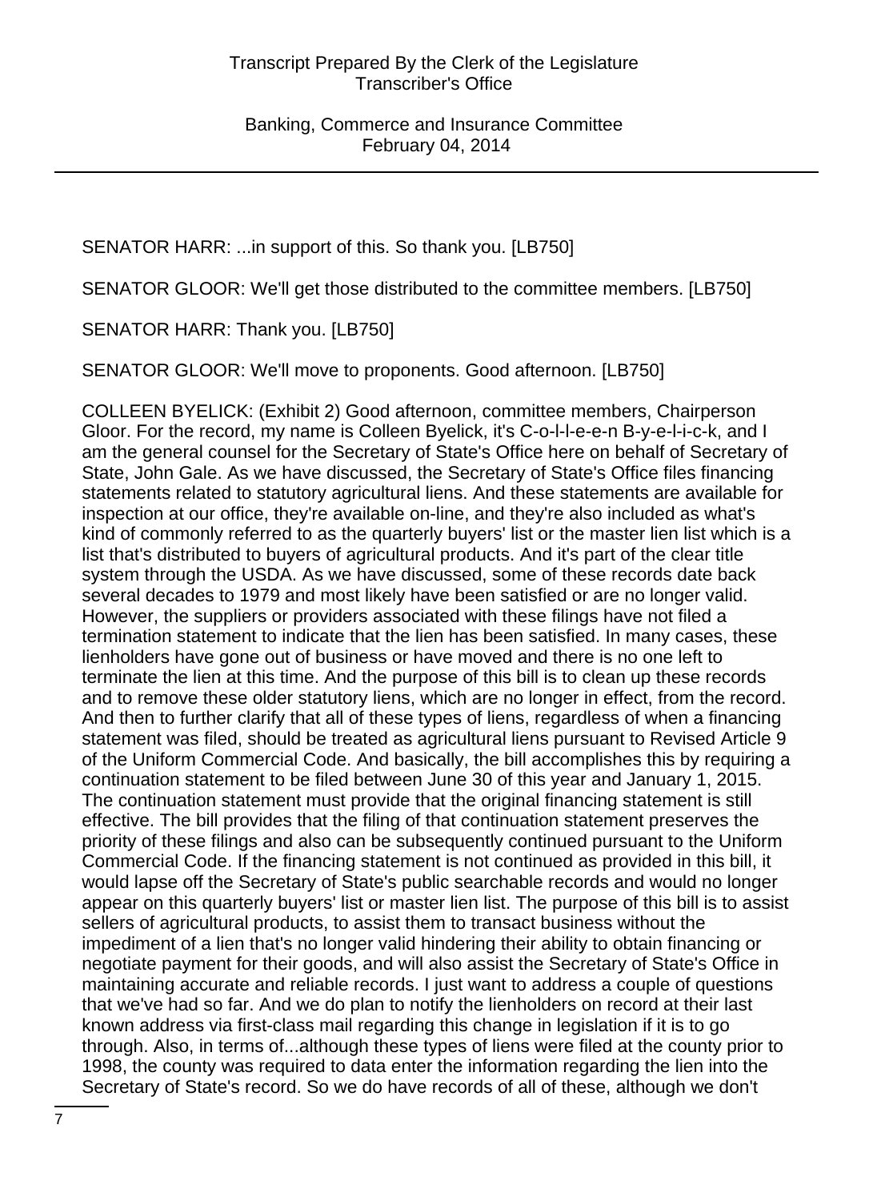SENATOR HARR: ...in support of this. So thank you. [LB750]

SENATOR GLOOR: We'll get those distributed to the committee members. [LB750]

SENATOR HARR: Thank you. [LB750]

SENATOR GLOOR: We'll move to proponents. Good afternoon. [LB750]

COLLEEN BYELICK: (Exhibit 2) Good afternoon, committee members, Chairperson Gloor. For the record, my name is Colleen Byelick, it's C-o-l-l-e-e-n B-y-e-l-i-c-k, and I am the general counsel for the Secretary of State's Office here on behalf of Secretary of State, John Gale. As we have discussed, the Secretary of State's Office files financing statements related to statutory agricultural liens. And these statements are available for inspection at our office, they're available on-line, and they're also included as what's kind of commonly referred to as the quarterly buyers' list or the master lien list which is a list that's distributed to buyers of agricultural products. And it's part of the clear title system through the USDA. As we have discussed, some of these records date back several decades to 1979 and most likely have been satisfied or are no longer valid. However, the suppliers or providers associated with these filings have not filed a termination statement to indicate that the lien has been satisfied. In many cases, these lienholders have gone out of business or have moved and there is no one left to terminate the lien at this time. And the purpose of this bill is to clean up these records and to remove these older statutory liens, which are no longer in effect, from the record. And then to further clarify that all of these types of liens, regardless of when a financing statement was filed, should be treated as agricultural liens pursuant to Revised Article 9 of the Uniform Commercial Code. And basically, the bill accomplishes this by requiring a continuation statement to be filed between June 30 of this year and January 1, 2015. The continuation statement must provide that the original financing statement is still effective. The bill provides that the filing of that continuation statement preserves the priority of these filings and also can be subsequently continued pursuant to the Uniform Commercial Code. If the financing statement is not continued as provided in this bill, it would lapse off the Secretary of State's public searchable records and would no longer appear on this quarterly buyers' list or master lien list. The purpose of this bill is to assist sellers of agricultural products, to assist them to transact business without the impediment of a lien that's no longer valid hindering their ability to obtain financing or negotiate payment for their goods, and will also assist the Secretary of State's Office in maintaining accurate and reliable records. I just want to address a couple of questions that we've had so far. And we do plan to notify the lienholders on record at their last known address via first-class mail regarding this change in legislation if it is to go through. Also, in terms of...although these types of liens were filed at the county prior to 1998, the county was required to data enter the information regarding the lien into the Secretary of State's record. So we do have records of all of these, although we don't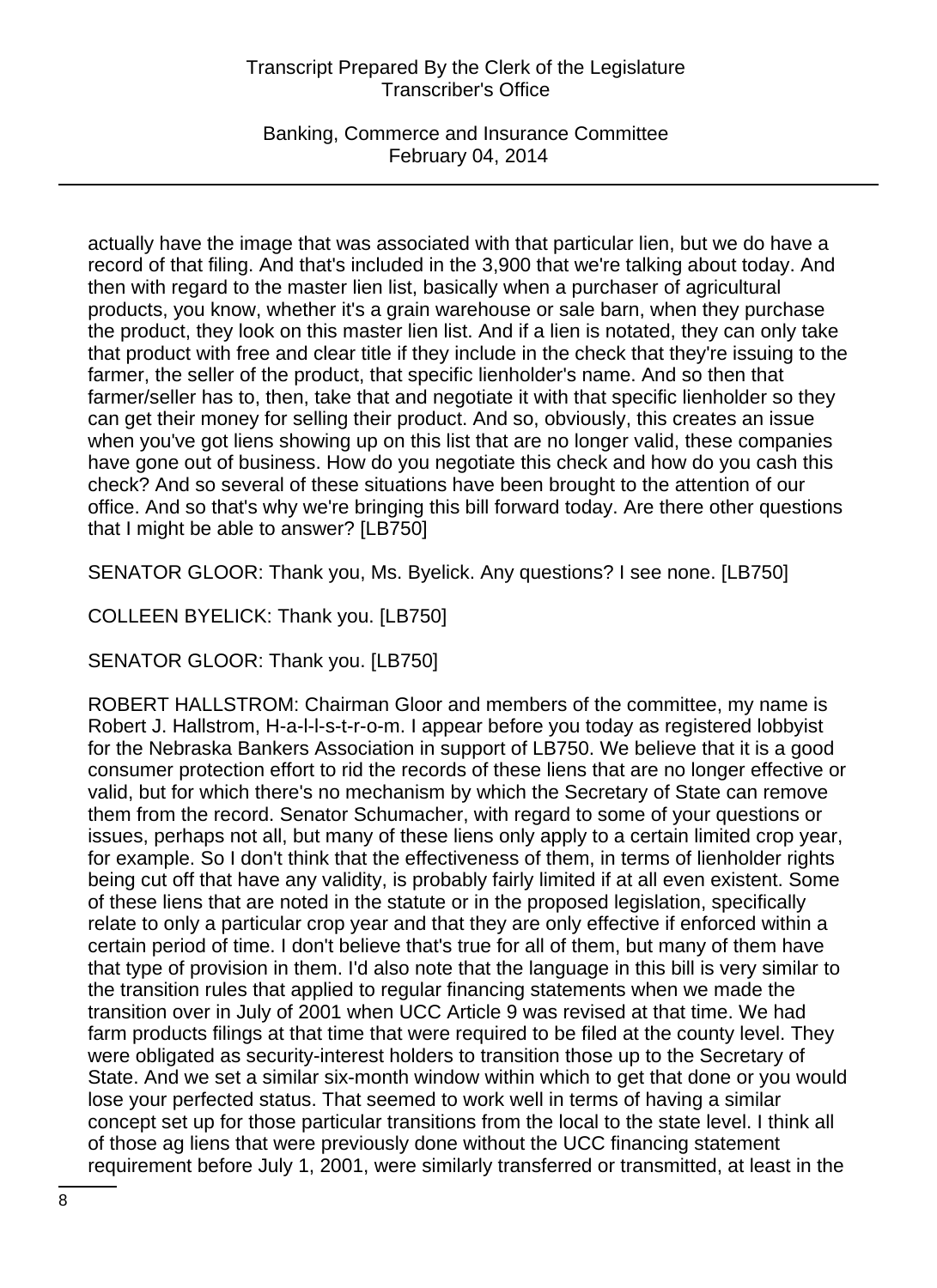actually have the image that was associated with that particular lien, but we do have a record of that filing. And that's included in the 3,900 that we're talking about today. And then with regard to the master lien list, basically when a purchaser of agricultural products, you know, whether it's a grain warehouse or sale barn, when they purchase the product, they look on this master lien list. And if a lien is notated, they can only take that product with free and clear title if they include in the check that they're issuing to the farmer, the seller of the product, that specific lienholder's name. And so then that farmer/seller has to, then, take that and negotiate it with that specific lienholder so they can get their money for selling their product. And so, obviously, this creates an issue when you've got liens showing up on this list that are no longer valid, these companies have gone out of business. How do you negotiate this check and how do you cash this check? And so several of these situations have been brought to the attention of our office. And so that's why we're bringing this bill forward today. Are there other questions that I might be able to answer? [LB750]

SENATOR GLOOR: Thank you, Ms. Byelick. Any questions? I see none. [LB750]

COLLEEN BYELICK: Thank you. [LB750]

SENATOR GLOOR: Thank you. [LB750]

ROBERT HALLSTROM: Chairman Gloor and members of the committee, my name is Robert J. Hallstrom, H-a-l-l-s-t-r-o-m. I appear before you today as registered lobbyist for the Nebraska Bankers Association in support of LB750. We believe that it is a good consumer protection effort to rid the records of these liens that are no longer effective or valid, but for which there's no mechanism by which the Secretary of State can remove them from the record. Senator Schumacher, with regard to some of your questions or issues, perhaps not all, but many of these liens only apply to a certain limited crop year, for example. So I don't think that the effectiveness of them, in terms of lienholder rights being cut off that have any validity, is probably fairly limited if at all even existent. Some of these liens that are noted in the statute or in the proposed legislation, specifically relate to only a particular crop year and that they are only effective if enforced within a certain period of time. I don't believe that's true for all of them, but many of them have that type of provision in them. I'd also note that the language in this bill is very similar to the transition rules that applied to regular financing statements when we made the transition over in July of 2001 when UCC Article 9 was revised at that time. We had farm products filings at that time that were required to be filed at the county level. They were obligated as security-interest holders to transition those up to the Secretary of State. And we set a similar six-month window within which to get that done or you would lose your perfected status. That seemed to work well in terms of having a similar concept set up for those particular transitions from the local to the state level. I think all of those ag liens that were previously done without the UCC financing statement requirement before July 1, 2001, were similarly transferred or transmitted, at least in the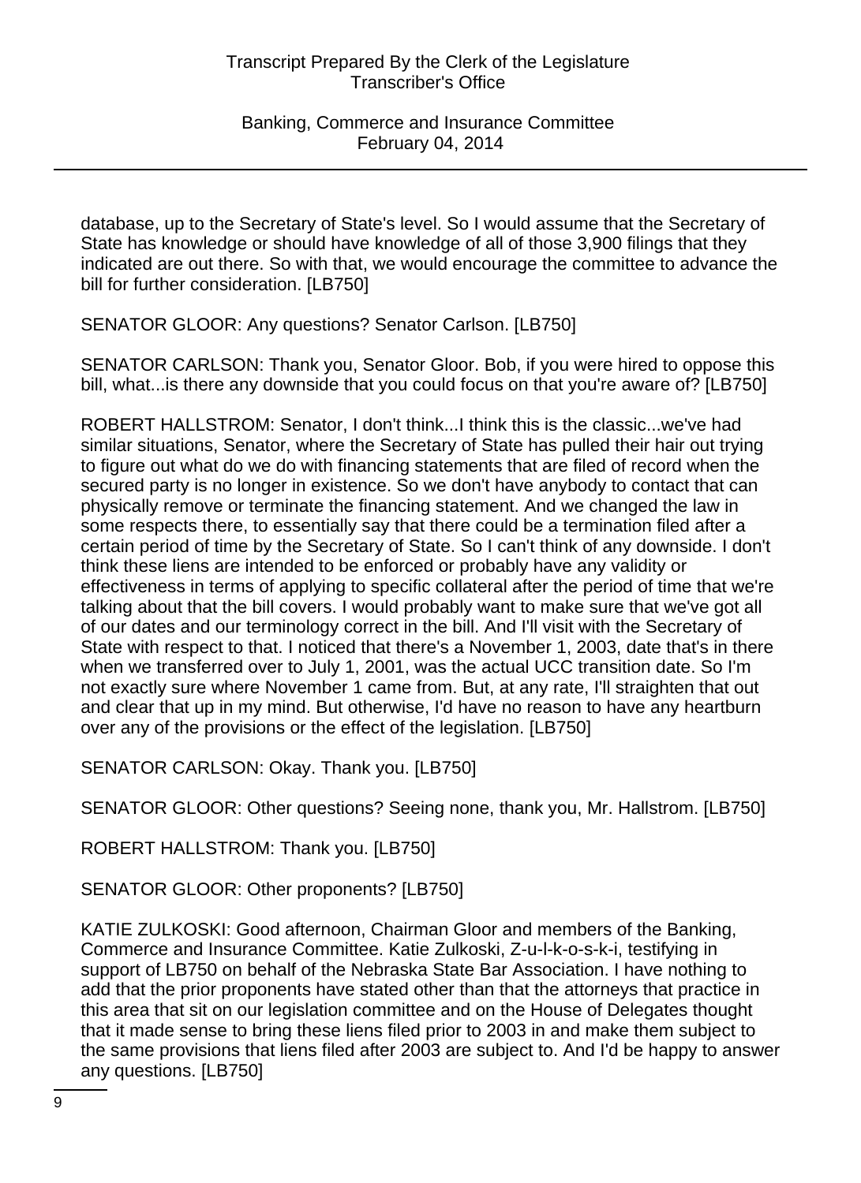database, up to the Secretary of State's level. So I would assume that the Secretary of State has knowledge or should have knowledge of all of those 3,900 filings that they indicated are out there. So with that, we would encourage the committee to advance the bill for further consideration. [LB750]

SENATOR GLOOR: Any questions? Senator Carlson. [LB750]

SENATOR CARLSON: Thank you, Senator Gloor. Bob, if you were hired to oppose this bill, what...is there any downside that you could focus on that you're aware of? [LB750]

ROBERT HALLSTROM: Senator, I don't think...I think this is the classic...we've had similar situations, Senator, where the Secretary of State has pulled their hair out trying to figure out what do we do with financing statements that are filed of record when the secured party is no longer in existence. So we don't have anybody to contact that can physically remove or terminate the financing statement. And we changed the law in some respects there, to essentially say that there could be a termination filed after a certain period of time by the Secretary of State. So I can't think of any downside. I don't think these liens are intended to be enforced or probably have any validity or effectiveness in terms of applying to specific collateral after the period of time that we're talking about that the bill covers. I would probably want to make sure that we've got all of our dates and our terminology correct in the bill. And I'll visit with the Secretary of State with respect to that. I noticed that there's a November 1, 2003, date that's in there when we transferred over to July 1, 2001, was the actual UCC transition date. So I'm not exactly sure where November 1 came from. But, at any rate, I'll straighten that out and clear that up in my mind. But otherwise, I'd have no reason to have any heartburn over any of the provisions or the effect of the legislation. [LB750]

SENATOR CARLSON: Okay. Thank you. [LB750]

SENATOR GLOOR: Other questions? Seeing none, thank you, Mr. Hallstrom. [LB750]

ROBERT HALLSTROM: Thank you. [LB750]

SENATOR GLOOR: Other proponents? [LB750]

KATIE ZULKOSKI: Good afternoon, Chairman Gloor and members of the Banking, Commerce and Insurance Committee. Katie Zulkoski, Z-u-l-k-o-s-k-i, testifying in support of LB750 on behalf of the Nebraska State Bar Association. I have nothing to add that the prior proponents have stated other than that the attorneys that practice in this area that sit on our legislation committee and on the House of Delegates thought that it made sense to bring these liens filed prior to 2003 in and make them subject to the same provisions that liens filed after 2003 are subject to. And I'd be happy to answer any questions. [LB750]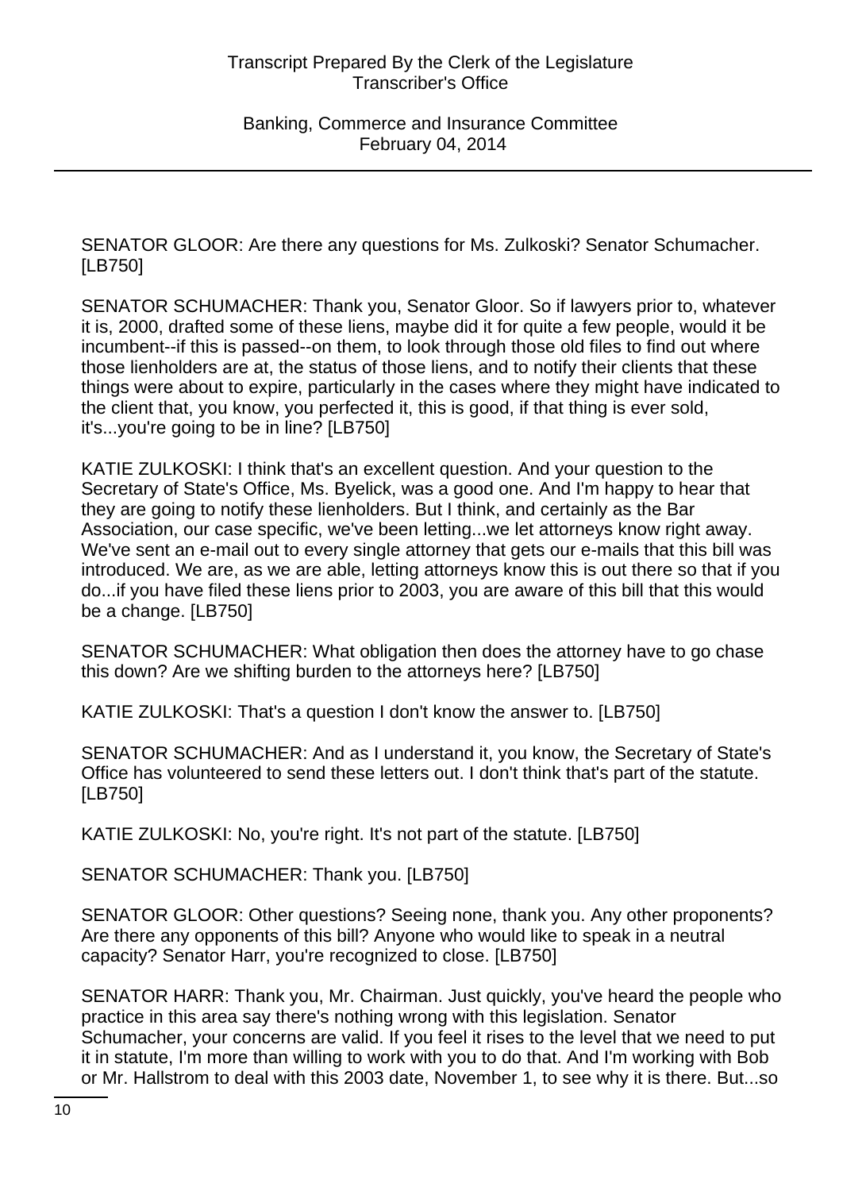SENATOR GLOOR: Are there any questions for Ms. Zulkoski? Senator Schumacher. [LB750]

SENATOR SCHUMACHER: Thank you, Senator Gloor. So if lawyers prior to, whatever it is, 2000, drafted some of these liens, maybe did it for quite a few people, would it be incumbent--if this is passed--on them, to look through those old files to find out where those lienholders are at, the status of those liens, and to notify their clients that these things were about to expire, particularly in the cases where they might have indicated to the client that, you know, you perfected it, this is good, if that thing is ever sold, it's...you're going to be in line? [LB750]

KATIE ZULKOSKI: I think that's an excellent question. And your question to the Secretary of State's Office, Ms. Byelick, was a good one. And I'm happy to hear that they are going to notify these lienholders. But I think, and certainly as the Bar Association, our case specific, we've been letting...we let attorneys know right away. We've sent an e-mail out to every single attorney that gets our e-mails that this bill was introduced. We are, as we are able, letting attorneys know this is out there so that if you do...if you have filed these liens prior to 2003, you are aware of this bill that this would be a change. [LB750]

SENATOR SCHUMACHER: What obligation then does the attorney have to go chase this down? Are we shifting burden to the attorneys here? [LB750]

KATIE ZULKOSKI: That's a question I don't know the answer to. [LB750]

SENATOR SCHUMACHER: And as I understand it, you know, the Secretary of State's Office has volunteered to send these letters out. I don't think that's part of the statute. [LB750]

KATIE ZULKOSKI: No, you're right. It's not part of the statute. [LB750]

SENATOR SCHUMACHER: Thank you. [LB750]

SENATOR GLOOR: Other questions? Seeing none, thank you. Any other proponents? Are there any opponents of this bill? Anyone who would like to speak in a neutral capacity? Senator Harr, you're recognized to close. [LB750]

SENATOR HARR: Thank you, Mr. Chairman. Just quickly, you've heard the people who practice in this area say there's nothing wrong with this legislation. Senator Schumacher, your concerns are valid. If you feel it rises to the level that we need to put it in statute, I'm more than willing to work with you to do that. And I'm working with Bob or Mr. Hallstrom to deal with this 2003 date, November 1, to see why it is there. But...so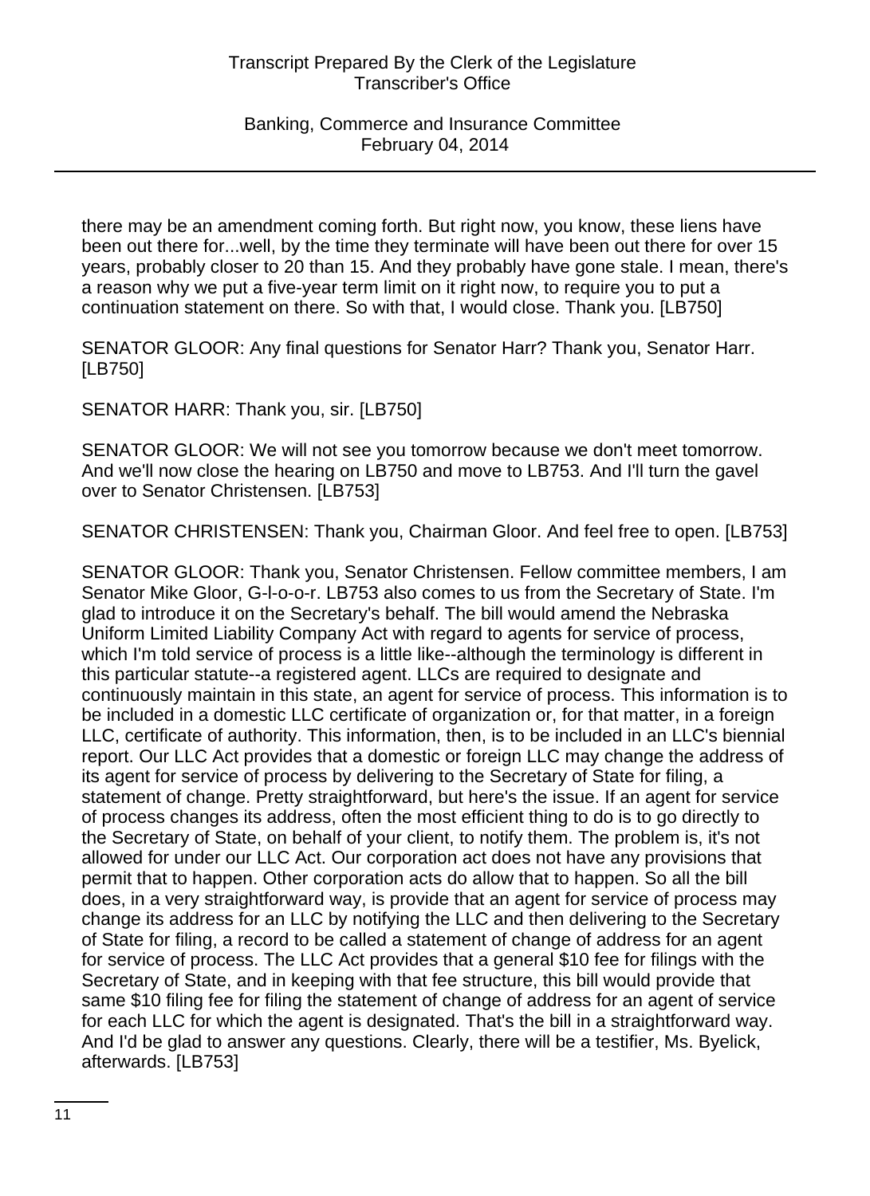there may be an amendment coming forth. But right now, you know, these liens have been out there for...well, by the time they terminate will have been out there for over 15 years, probably closer to 20 than 15. And they probably have gone stale. I mean, there's a reason why we put a five-year term limit on it right now, to require you to put a continuation statement on there. So with that, I would close. Thank you. [LB750]

SENATOR GLOOR: Any final questions for Senator Harr? Thank you, Senator Harr. [LB750]

SENATOR HARR: Thank you, sir. [LB750]

SENATOR GLOOR: We will not see you tomorrow because we don't meet tomorrow. And we'll now close the hearing on LB750 and move to LB753. And I'll turn the gavel over to Senator Christensen. [LB753]

SENATOR CHRISTENSEN: Thank you, Chairman Gloor. And feel free to open. [LB753]

SENATOR GLOOR: Thank you, Senator Christensen. Fellow committee members, I am Senator Mike Gloor, G-l-o-o-r. LB753 also comes to us from the Secretary of State. I'm glad to introduce it on the Secretary's behalf. The bill would amend the Nebraska Uniform Limited Liability Company Act with regard to agents for service of process, which I'm told service of process is a little like--although the terminology is different in this particular statute--a registered agent. LLCs are required to designate and continuously maintain in this state, an agent for service of process. This information is to be included in a domestic LLC certificate of organization or, for that matter, in a foreign LLC, certificate of authority. This information, then, is to be included in an LLC's biennial report. Our LLC Act provides that a domestic or foreign LLC may change the address of its agent for service of process by delivering to the Secretary of State for filing, a statement of change. Pretty straightforward, but here's the issue. If an agent for service of process changes its address, often the most efficient thing to do is to go directly to the Secretary of State, on behalf of your client, to notify them. The problem is, it's not allowed for under our LLC Act. Our corporation act does not have any provisions that permit that to happen. Other corporation acts do allow that to happen. So all the bill does, in a very straightforward way, is provide that an agent for service of process may change its address for an LLC by notifying the LLC and then delivering to the Secretary of State for filing, a record to be called a statement of change of address for an agent for service of process. The LLC Act provides that a general $10 fee for filings with the Secretary of State, and in keeping with that fee structure, this bill would provide that same $10 filing fee for filing the statement of change of address for an agent of service for each LLC for which the agent is designated. That's the bill in a straightforward way. And I'd be glad to answer any questions. Clearly, there will be a testifier, Ms. Byelick, afterwards. [LB753]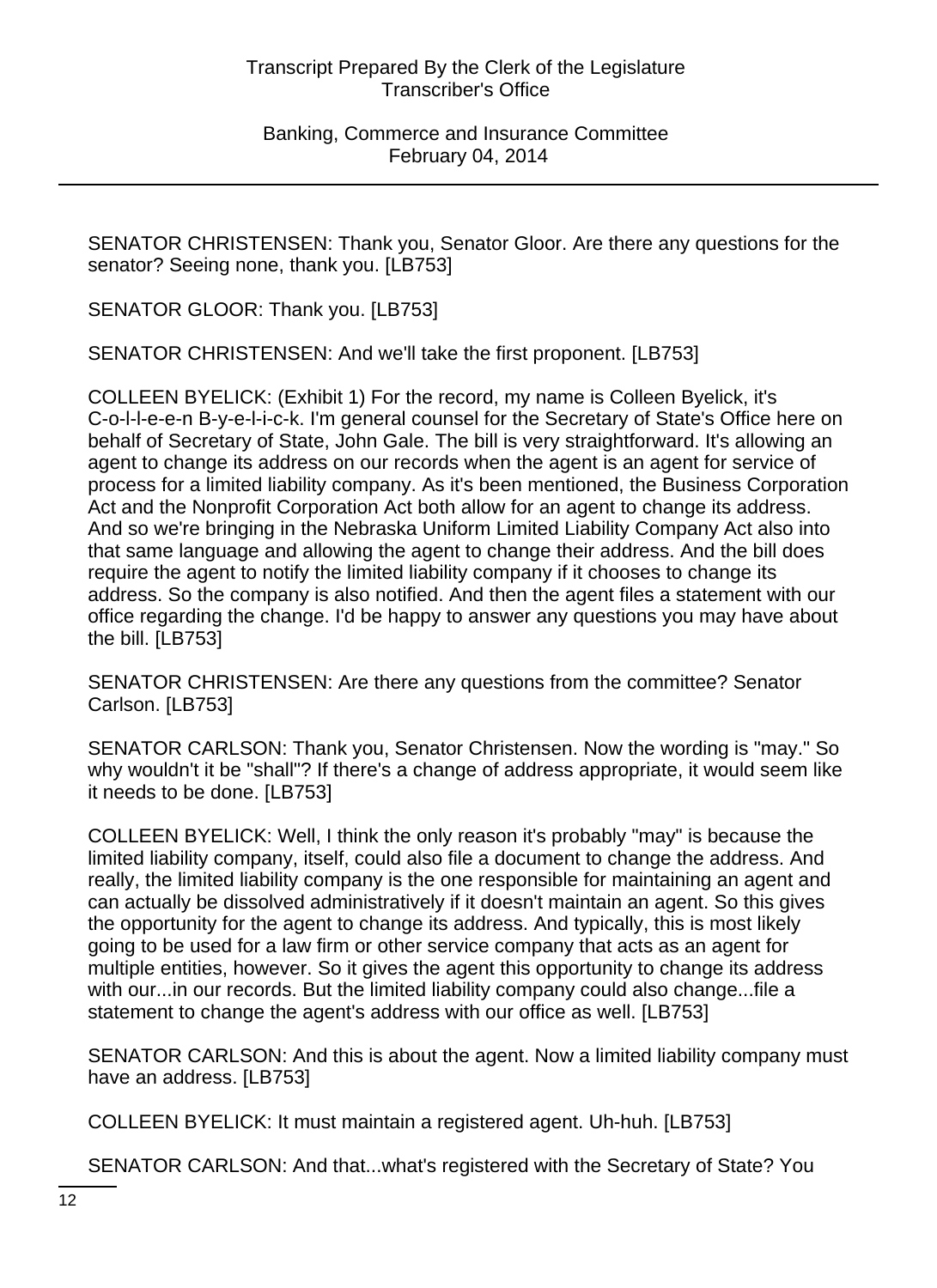SENATOR CHRISTENSEN: Thank you, Senator Gloor. Are there any questions for the senator? Seeing none, thank you. [LB753]

SENATOR GLOOR: Thank you. [LB753]

SENATOR CHRISTENSEN: And we'll take the first proponent. [LB753]

COLLEEN BYELICK: (Exhibit 1) For the record, my name is Colleen Byelick, it's C-o-l-l-e-e-n B-y-e-l-i-c-k. I'm general counsel for the Secretary of State's Office here on behalf of Secretary of State, John Gale. The bill is very straightforward. It's allowing an agent to change its address on our records when the agent is an agent for service of process for a limited liability company. As it's been mentioned, the Business Corporation Act and the Nonprofit Corporation Act both allow for an agent to change its address. And so we're bringing in the Nebraska Uniform Limited Liability Company Act also into that same language and allowing the agent to change their address. And the bill does require the agent to notify the limited liability company if it chooses to change its address. So the company is also notified. And then the agent files a statement with our office regarding the change. I'd be happy to answer any questions you may have about the bill. [LB753]

SENATOR CHRISTENSEN: Are there any questions from the committee? Senator Carlson. [LB753]

SENATOR CARLSON: Thank you, Senator Christensen. Now the wording is "may." So why wouldn't it be "shall"? If there's a change of address appropriate, it would seem like it needs to be done. [LB753]

COLLEEN BYELICK: Well, I think the only reason it's probably "may" is because the limited liability company, itself, could also file a document to change the address. And really, the limited liability company is the one responsible for maintaining an agent and can actually be dissolved administratively if it doesn't maintain an agent. So this gives the opportunity for the agent to change its address. And typically, this is most likely going to be used for a law firm or other service company that acts as an agent for multiple entities, however. So it gives the agent this opportunity to change its address with our...in our records. But the limited liability company could also change...file a statement to change the agent's address with our office as well. [LB753]

SENATOR CARLSON: And this is about the agent. Now a limited liability company must have an address. [LB753]

COLLEEN BYELICK: It must maintain a registered agent. Uh-huh. [LB753]

SENATOR CARLSON: And that...what's registered with the Secretary of State? You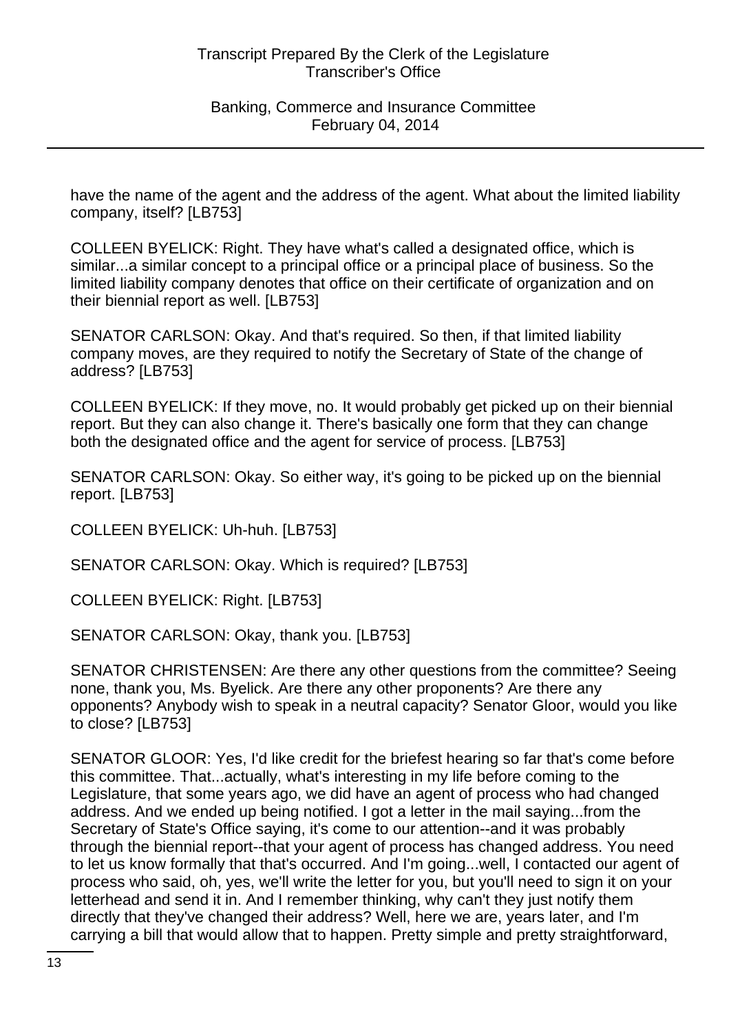have the name of the agent and the address of the agent. What about the limited liability company, itself? [LB753]

COLLEEN BYELICK: Right. They have what's called a designated office, which is similar...a similar concept to a principal office or a principal place of business. So the limited liability company denotes that office on their certificate of organization and on their biennial report as well. [LB753]

SENATOR CARLSON: Okay. And that's required. So then, if that limited liability company moves, are they required to notify the Secretary of State of the change of address? [LB753]

COLLEEN BYELICK: If they move, no. It would probably get picked up on their biennial report. But they can also change it. There's basically one form that they can change both the designated office and the agent for service of process. [LB753]

SENATOR CARLSON: Okay. So either way, it's going to be picked up on the biennial report. [LB753]

COLLEEN BYELICK: Uh-huh. [LB753]

SENATOR CARLSON: Okay. Which is required? [LB753]

COLLEEN BYELICK: Right. [LB753]

SENATOR CARLSON: Okay, thank you. [LB753]

SENATOR CHRISTENSEN: Are there any other questions from the committee? Seeing none, thank you, Ms. Byelick. Are there any other proponents? Are there any opponents? Anybody wish to speak in a neutral capacity? Senator Gloor, would you like to close? [LB753]

SENATOR GLOOR: Yes, I'd like credit for the briefest hearing so far that's come before this committee. That...actually, what's interesting in my life before coming to the Legislature, that some years ago, we did have an agent of process who had changed address. And we ended up being notified. I got a letter in the mail saying...from the Secretary of State's Office saying, it's come to our attention--and it was probably through the biennial report--that your agent of process has changed address. You need to let us know formally that that's occurred. And I'm going...well, I contacted our agent of process who said, oh, yes, we'll write the letter for you, but you'll need to sign it on your letterhead and send it in. And I remember thinking, why can't they just notify them directly that they've changed their address? Well, here we are, years later, and I'm carrying a bill that would allow that to happen. Pretty simple and pretty straightforward,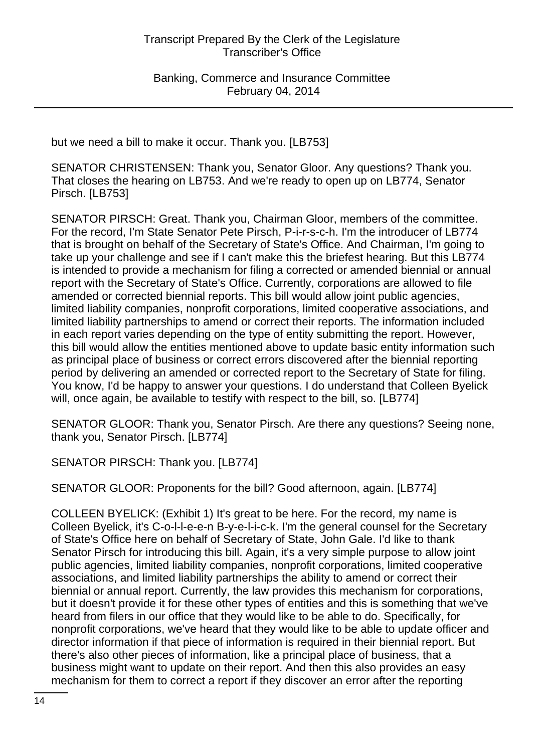but we need a bill to make it occur. Thank you. [LB753]

SENATOR CHRISTENSEN: Thank you, Senator Gloor. Any questions? Thank you. That closes the hearing on LB753. And we're ready to open up on LB774, Senator Pirsch. [LB753]

SENATOR PIRSCH: Great. Thank you, Chairman Gloor, members of the committee. For the record, I'm State Senator Pete Pirsch, P-i-r-s-c-h. I'm the introducer of LB774 that is brought on behalf of the Secretary of State's Office. And Chairman, I'm going to take up your challenge and see if I can't make this the briefest hearing. But this LB774 is intended to provide a mechanism for filing a corrected or amended biennial or annual report with the Secretary of State's Office. Currently, corporations are allowed to file amended or corrected biennial reports. This bill would allow joint public agencies, limited liability companies, nonprofit corporations, limited cooperative associations, and limited liability partnerships to amend or correct their reports. The information included in each report varies depending on the type of entity submitting the report. However, this bill would allow the entities mentioned above to update basic entity information such as principal place of business or correct errors discovered after the biennial reporting period by delivering an amended or corrected report to the Secretary of State for filing. You know, I'd be happy to answer your questions. I do understand that Colleen Byelick will, once again, be available to testify with respect to the bill, so. [LB774]

SENATOR GLOOR: Thank you, Senator Pirsch. Are there any questions? Seeing none, thank you, Senator Pirsch. [LB774]

SENATOR PIRSCH: Thank you. [LB774]

SENATOR GLOOR: Proponents for the bill? Good afternoon, again. [LB774]

COLLEEN BYELICK: (Exhibit 1) It's great to be here. For the record, my name is Colleen Byelick, it's C-o-l-l-e-e-n B-y-e-l-i-c-k. I'm the general counsel for the Secretary of State's Office here on behalf of Secretary of State, John Gale. I'd like to thank Senator Pirsch for introducing this bill. Again, it's a very simple purpose to allow joint public agencies, limited liability companies, nonprofit corporations, limited cooperative associations, and limited liability partnerships the ability to amend or correct their biennial or annual report. Currently, the law provides this mechanism for corporations, but it doesn't provide it for these other types of entities and this is something that we've heard from filers in our office that they would like to be able to do. Specifically, for nonprofit corporations, we've heard that they would like to be able to update officer and director information if that piece of information is required in their biennial report. But there's also other pieces of information, like a principal place of business, that a business might want to update on their report. And then this also provides an easy mechanism for them to correct a report if they discover an error after the reporting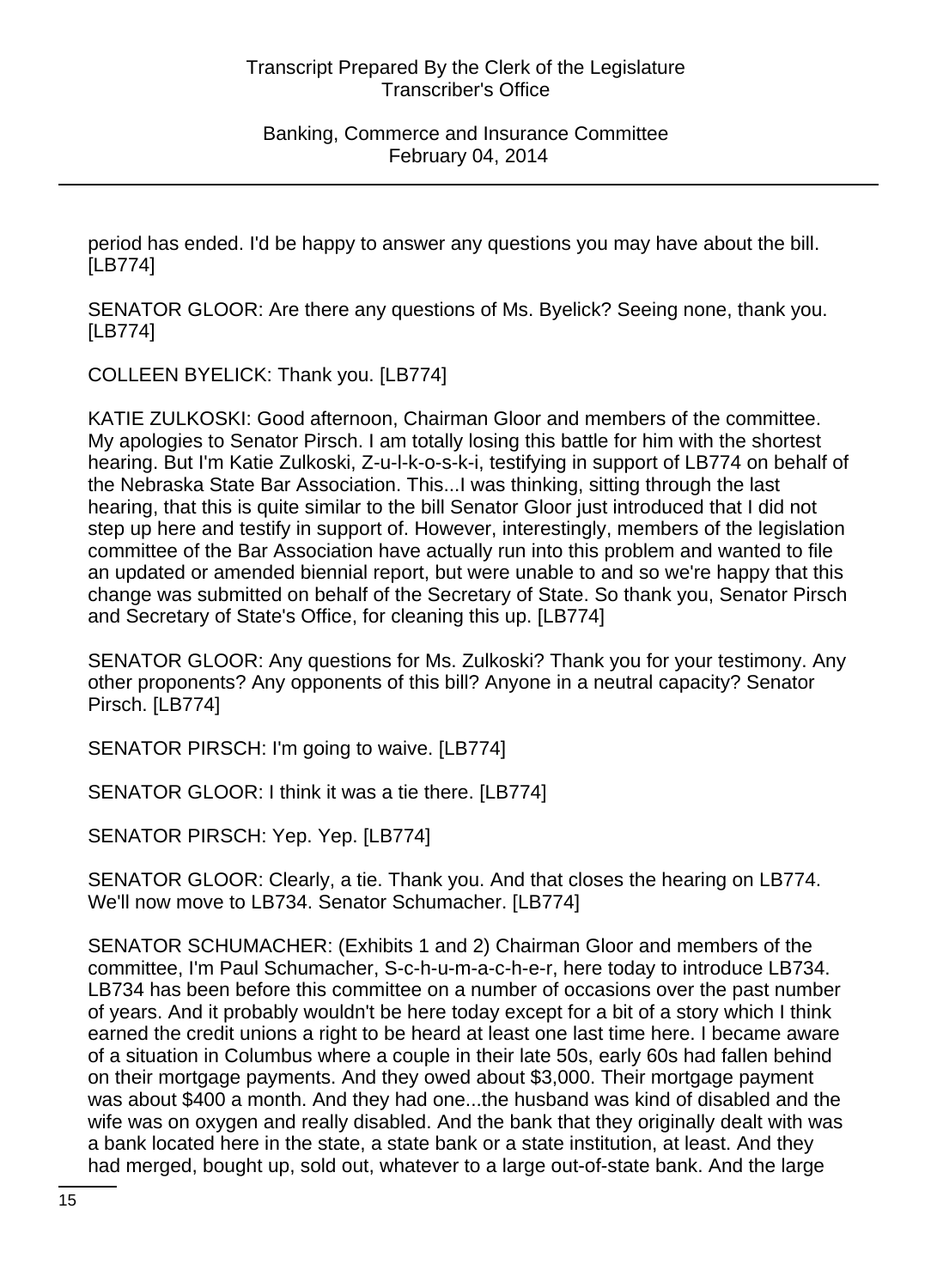period has ended. I'd be happy to answer any questions you may have about the bill. [LB774]

SENATOR GLOOR: Are there any questions of Ms. Byelick? Seeing none, thank you. [LB774]

COLLEEN BYELICK: Thank you. [LB774]

KATIE ZULKOSKI: Good afternoon, Chairman Gloor and members of the committee. My apologies to Senator Pirsch. I am totally losing this battle for him with the shortest hearing. But I'm Katie Zulkoski, Z-u-l-k-o-s-k-i, testifying in support of LB774 on behalf of the Nebraska State Bar Association. This...I was thinking, sitting through the last hearing, that this is quite similar to the bill Senator Gloor just introduced that I did not step up here and testify in support of. However, interestingly, members of the legislation committee of the Bar Association have actually run into this problem and wanted to file an updated or amended biennial report, but were unable to and so we're happy that this change was submitted on behalf of the Secretary of State. So thank you, Senator Pirsch and Secretary of State's Office, for cleaning this up. [LB774]

SENATOR GLOOR: Any questions for Ms. Zulkoski? Thank you for your testimony. Any other proponents? Any opponents of this bill? Anyone in a neutral capacity? Senator Pirsch. [LB774]

SENATOR PIRSCH: I'm going to waive. [LB774]

SENATOR GLOOR: I think it was a tie there. [LB774]

SENATOR PIRSCH: Yep. Yep. [LB774]

SENATOR GLOOR: Clearly, a tie. Thank you. And that closes the hearing on LB774. We'll now move to LB734. Senator Schumacher. [LB774]

SENATOR SCHUMACHER: (Exhibits 1 and 2) Chairman Gloor and members of the committee, I'm Paul Schumacher, S-c-h-u-m-a-c-h-e-r, here today to introduce LB734. LB734 has been before this committee on a number of occasions over the past number of years. And it probably wouldn't be here today except for a bit of a story which I think earned the credit unions a right to be heard at least one last time here. I became aware of a situation in Columbus where a couple in their late 50s, early 60s had fallen behind on their mortgage payments. And they owed about $3,000. Their mortgage payment was about $400 a month. And they had one...the husband was kind of disabled and the wife was on oxygen and really disabled. And the bank that they originally dealt with was a bank located here in the state, a state bank or a state institution, at least. And they had merged, bought up, sold out, whatever to a large out-of-state bank. And the large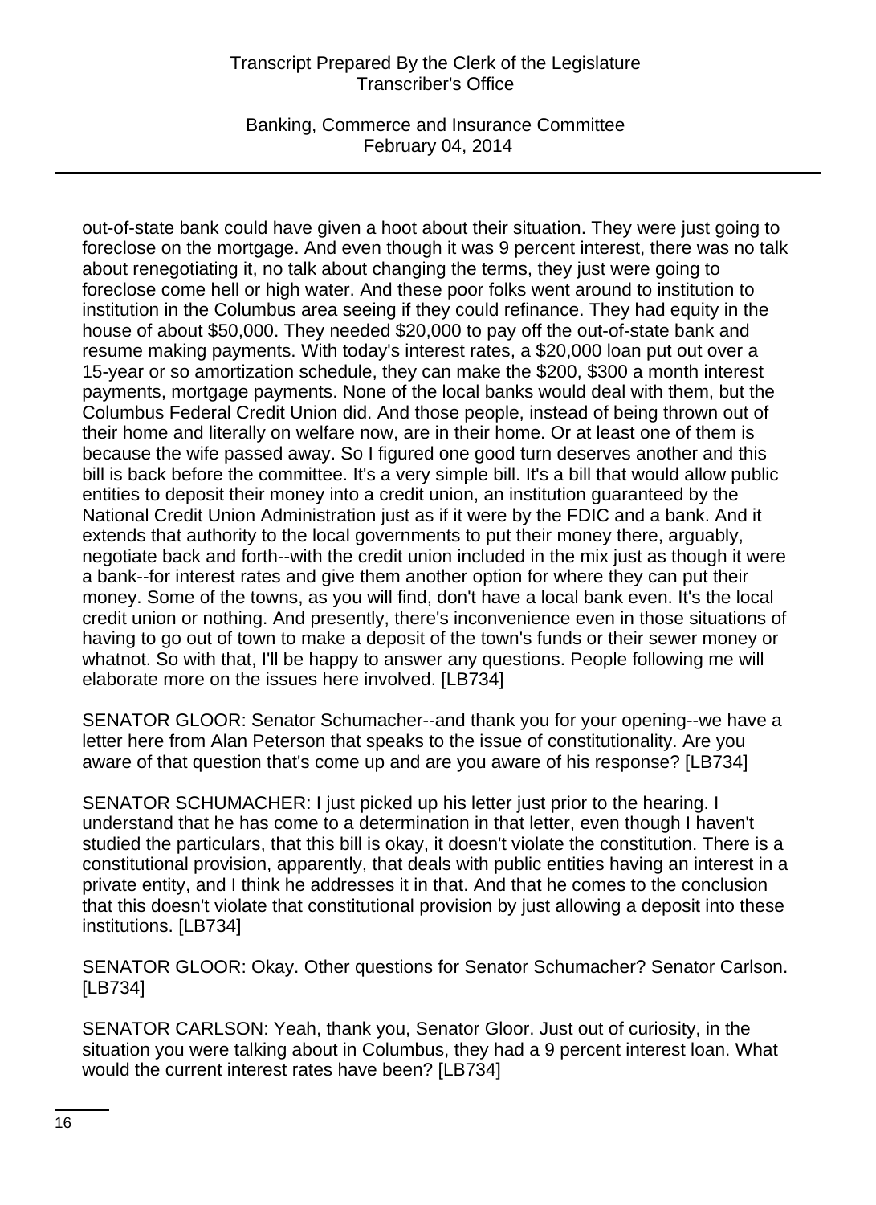out-of-state bank could have given a hoot about their situation. They were just going to foreclose on the mortgage. And even though it was 9 percent interest, there was no talk about renegotiating it, no talk about changing the terms, they just were going to foreclose come hell or high water. And these poor folks went around to institution to institution in the Columbus area seeing if they could refinance. They had equity in the house of about $50,000. They needed $20,000 to pay off the out-of-state bank and resume making payments. With today's interest rates, a $20,000 loan put out over a 15-year or so amortization schedule, they can make the $200, $300 a month interest payments, mortgage payments. None of the local banks would deal with them, but the Columbus Federal Credit Union did. And those people, instead of being thrown out of their home and literally on welfare now, are in their home. Or at least one of them is because the wife passed away. So I figured one good turn deserves another and this bill is back before the committee. It's a very simple bill. It's a bill that would allow public entities to deposit their money into a credit union, an institution guaranteed by the National Credit Union Administration just as if it were by the FDIC and a bank. And it extends that authority to the local governments to put their money there, arguably, negotiate back and forth--with the credit union included in the mix just as though it were a bank--for interest rates and give them another option for where they can put their money. Some of the towns, as you will find, don't have a local bank even. It's the local credit union or nothing. And presently, there's inconvenience even in those situations of having to go out of town to make a deposit of the town's funds or their sewer money or whatnot. So with that, I'll be happy to answer any questions. People following me will elaborate more on the issues here involved. [LB734]

SENATOR GLOOR: Senator Schumacher--and thank you for your opening--we have a letter here from Alan Peterson that speaks to the issue of constitutionality. Are you aware of that question that's come up and are you aware of his response? [LB734]

SENATOR SCHUMACHER: I just picked up his letter just prior to the hearing. I understand that he has come to a determination in that letter, even though I haven't studied the particulars, that this bill is okay, it doesn't violate the constitution. There is a constitutional provision, apparently, that deals with public entities having an interest in a private entity, and I think he addresses it in that. And that he comes to the conclusion that this doesn't violate that constitutional provision by just allowing a deposit into these institutions. [LB734]

SENATOR GLOOR: Okay. Other questions for Senator Schumacher? Senator Carlson. [LB734]

SENATOR CARLSON: Yeah, thank you, Senator Gloor. Just out of curiosity, in the situation you were talking about in Columbus, they had a 9 percent interest loan. What would the current interest rates have been? [LB734]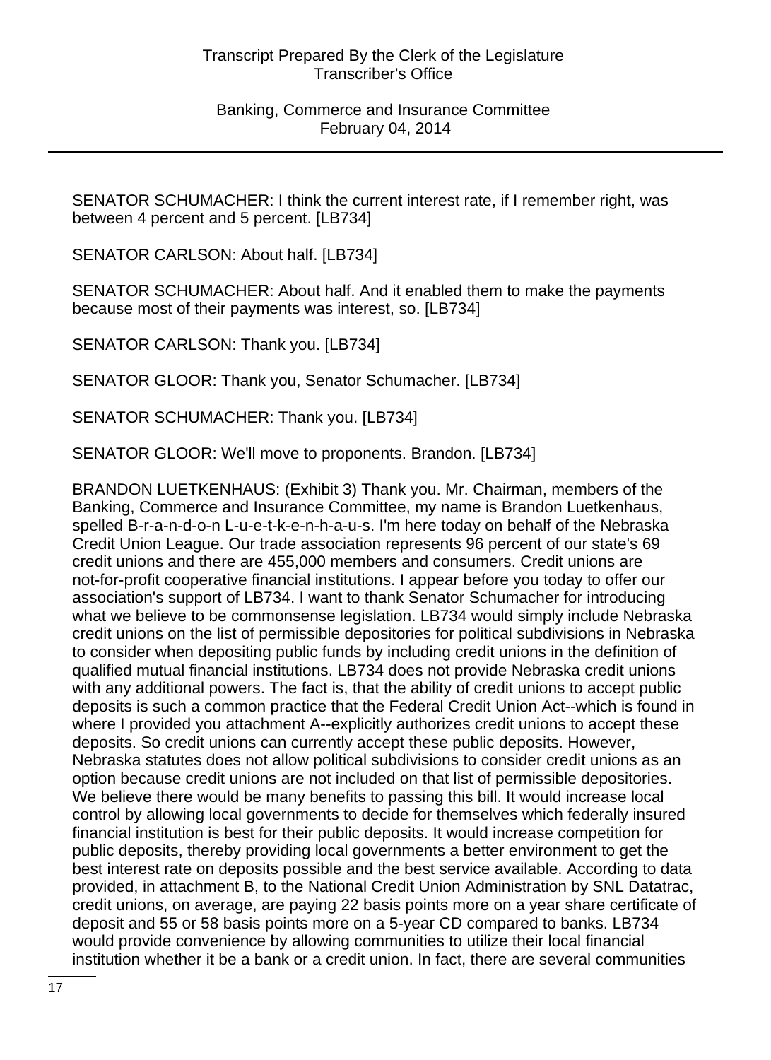SENATOR SCHUMACHER: I think the current interest rate, if I remember right, was between 4 percent and 5 percent. [LB734]

SENATOR CARLSON: About half. [LB734]

SENATOR SCHUMACHER: About half. And it enabled them to make the payments because most of their payments was interest, so. [LB734]

SENATOR CARLSON: Thank you. [LB734]

SENATOR GLOOR: Thank you, Senator Schumacher. [LB734]

SENATOR SCHUMACHER: Thank you. [LB734]

SENATOR GLOOR: We'll move to proponents. Brandon. [LB734]

BRANDON LUETKENHAUS: (Exhibit 3) Thank you. Mr. Chairman, members of the Banking, Commerce and Insurance Committee, my name is Brandon Luetkenhaus, spelled B-r-a-n-d-o-n L-u-e-t-k-e-n-h-a-u-s. I'm here today on behalf of the Nebraska Credit Union League. Our trade association represents 96 percent of our state's 69 credit unions and there are 455,000 members and consumers. Credit unions are not-for-profit cooperative financial institutions. I appear before you today to offer our association's support of LB734. I want to thank Senator Schumacher for introducing what we believe to be commonsense legislation. LB734 would simply include Nebraska credit unions on the list of permissible depositories for political subdivisions in Nebraska to consider when depositing public funds by including credit unions in the definition of qualified mutual financial institutions. LB734 does not provide Nebraska credit unions with any additional powers. The fact is, that the ability of credit unions to accept public deposits is such a common practice that the Federal Credit Union Act--which is found in where I provided you attachment A--explicitly authorizes credit unions to accept these deposits. So credit unions can currently accept these public deposits. However, Nebraska statutes does not allow political subdivisions to consider credit unions as an option because credit unions are not included on that list of permissible depositories. We believe there would be many benefits to passing this bill. It would increase local control by allowing local governments to decide for themselves which federally insured financial institution is best for their public deposits. It would increase competition for public deposits, thereby providing local governments a better environment to get the best interest rate on deposits possible and the best service available. According to data provided, in attachment B, to the National Credit Union Administration by SNL Datatrac, credit unions, on average, are paying 22 basis points more on a year share certificate of deposit and 55 or 58 basis points more on a 5-year CD compared to banks. LB734 would provide convenience by allowing communities to utilize their local financial institution whether it be a bank or a credit union. In fact, there are several communities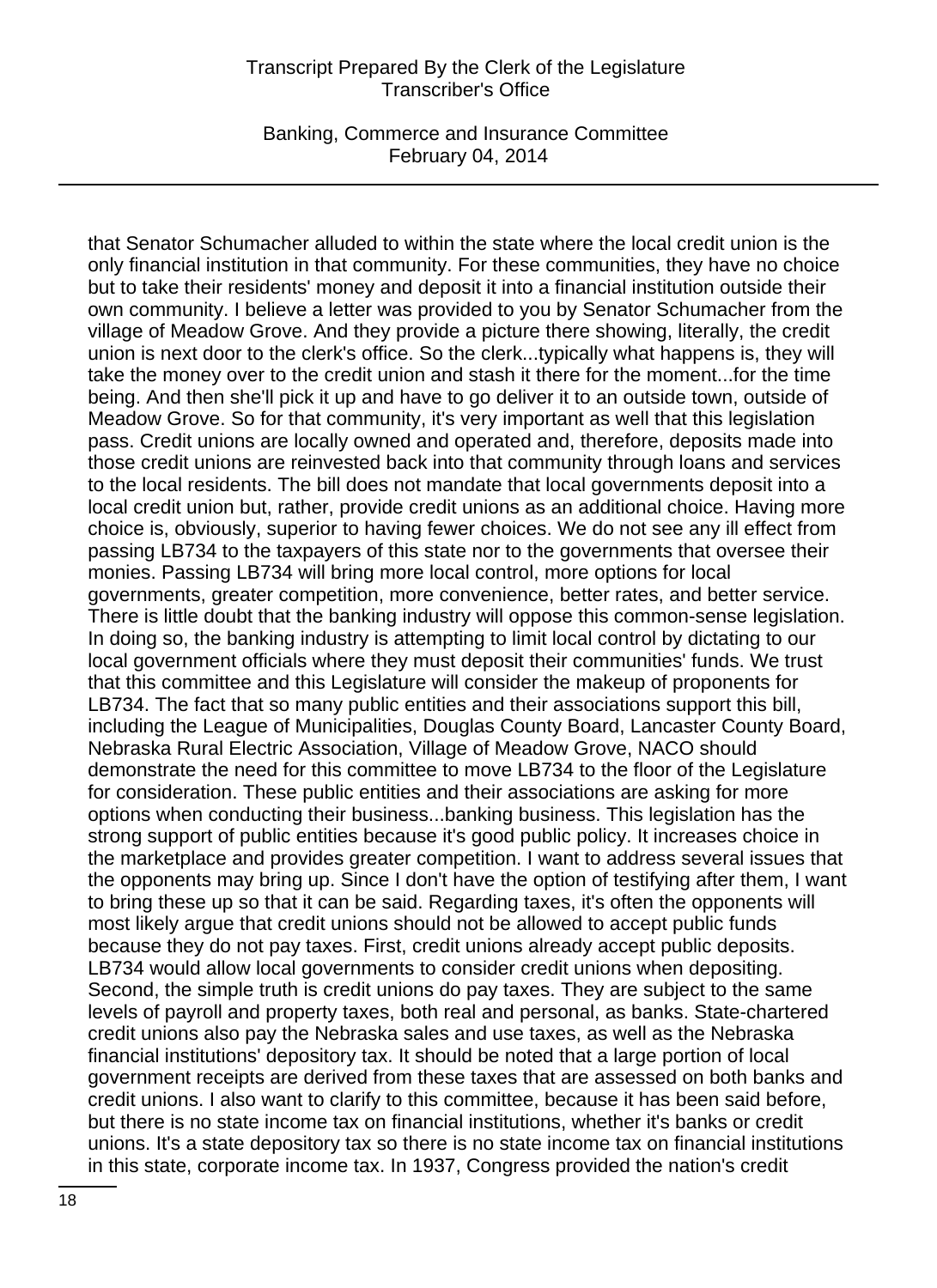that Senator Schumacher alluded to within the state where the local credit union is the only financial institution in that community. For these communities, they have no choice but to take their residents' money and deposit it into a financial institution outside their own community. I believe a letter was provided to you by Senator Schumacher from the village of Meadow Grove. And they provide a picture there showing, literally, the credit union is next door to the clerk's office. So the clerk...typically what happens is, they will take the money over to the credit union and stash it there for the moment...for the time being. And then she'll pick it up and have to go deliver it to an outside town, outside of Meadow Grove. So for that community, it's very important as well that this legislation pass. Credit unions are locally owned and operated and, therefore, deposits made into those credit unions are reinvested back into that community through loans and services to the local residents. The bill does not mandate that local governments deposit into a local credit union but, rather, provide credit unions as an additional choice. Having more choice is, obviously, superior to having fewer choices. We do not see any ill effect from passing LB734 to the taxpayers of this state nor to the governments that oversee their monies. Passing LB734 will bring more local control, more options for local governments, greater competition, more convenience, better rates, and better service. There is little doubt that the banking industry will oppose this common-sense legislation. In doing so, the banking industry is attempting to limit local control by dictating to our local government officials where they must deposit their communities' funds. We trust that this committee and this Legislature will consider the makeup of proponents for LB734. The fact that so many public entities and their associations support this bill, including the League of Municipalities, Douglas County Board, Lancaster County Board, Nebraska Rural Electric Association, Village of Meadow Grove, NACO should demonstrate the need for this committee to move LB734 to the floor of the Legislature for consideration. These public entities and their associations are asking for more options when conducting their business...banking business. This legislation has the strong support of public entities because it's good public policy. It increases choice in the marketplace and provides greater competition. I want to address several issues that the opponents may bring up. Since I don't have the option of testifying after them, I want to bring these up so that it can be said. Regarding taxes, it's often the opponents will most likely argue that credit unions should not be allowed to accept public funds because they do not pay taxes. First, credit unions already accept public deposits. LB734 would allow local governments to consider credit unions when depositing. Second, the simple truth is credit unions do pay taxes. They are subject to the same levels of payroll and property taxes, both real and personal, as banks. State-chartered credit unions also pay the Nebraska sales and use taxes, as well as the Nebraska financial institutions' depository tax. It should be noted that a large portion of local government receipts are derived from these taxes that are assessed on both banks and credit unions. I also want to clarify to this committee, because it has been said before, but there is no state income tax on financial institutions, whether it's banks or credit unions. It's a state depository tax so there is no state income tax on financial institutions in this state, corporate income tax. In 1937, Congress provided the nation's credit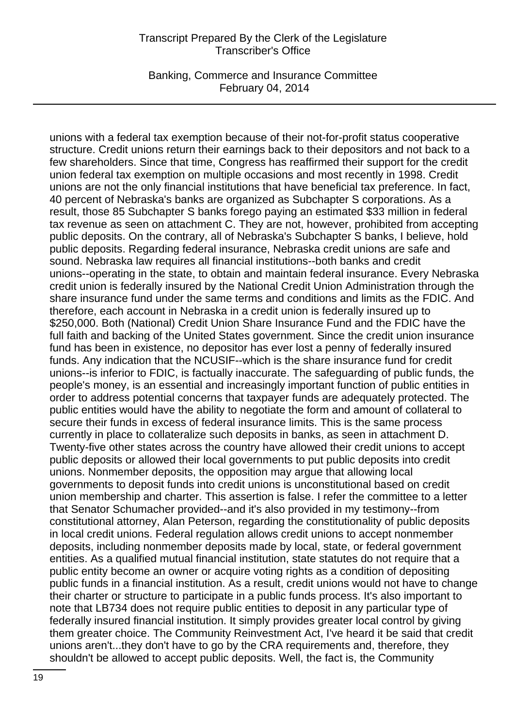unions with a federal tax exemption because of their not-for-profit status cooperative structure. Credit unions return their earnings back to their depositors and not back to a few shareholders. Since that time, Congress has reaffirmed their support for the credit union federal tax exemption on multiple occasions and most recently in 1998. Credit unions are not the only financial institutions that have beneficial tax preference. In fact, 40 percent of Nebraska's banks are organized as Subchapter S corporations. As a result, those 85 Subchapter S banks forego paying an estimated $33 million in federal tax revenue as seen on attachment C. They are not, however, prohibited from accepting public deposits. On the contrary, all of Nebraska's Subchapter S banks, I believe, hold public deposits. Regarding federal insurance, Nebraska credit unions are safe and sound. Nebraska law requires all financial institutions--both banks and credit unions--operating in the state, to obtain and maintain federal insurance. Every Nebraska credit union is federally insured by the National Credit Union Administration through the share insurance fund under the same terms and conditions and limits as the FDIC. And therefore, each account in Nebraska in a credit union is federally insured up to $250,000. Both (National) Credit Union Share Insurance Fund and the FDIC have the full faith and backing of the United States government. Since the credit union insurance fund has been in existence, no depositor has ever lost a penny of federally insured funds. Any indication that the NCUSIF--which is the share insurance fund for credit unions--is inferior to FDIC, is factually inaccurate. The safeguarding of public funds, the people's money, is an essential and increasingly important function of public entities in order to address potential concerns that taxpayer funds are adequately protected. The public entities would have the ability to negotiate the form and amount of collateral to secure their funds in excess of federal insurance limits. This is the same process currently in place to collateralize such deposits in banks, as seen in attachment D. Twenty-five other states across the country have allowed their credit unions to accept public deposits or allowed their local governments to put public deposits into credit unions. Nonmember deposits, the opposition may argue that allowing local governments to deposit funds into credit unions is unconstitutional based on credit union membership and charter. This assertion is false. I refer the committee to a letter that Senator Schumacher provided--and it's also provided in my testimony--from constitutional attorney, Alan Peterson, regarding the constitutionality of public deposits in local credit unions. Federal regulation allows credit unions to accept nonmember deposits, including nonmember deposits made by local, state, or federal government entities. As a qualified mutual financial institution, state statutes do not require that a public entity become an owner or acquire voting rights as a condition of depositing public funds in a financial institution. As a result, credit unions would not have to change their charter or structure to participate in a public funds process. It's also important to note that LB734 does not require public entities to deposit in any particular type of federally insured financial institution. It simply provides greater local control by giving them greater choice. The Community Reinvestment Act, I've heard it be said that credit unions aren't...they don't have to go by the CRA requirements and, therefore, they shouldn't be allowed to accept public deposits. Well, the fact is, the Community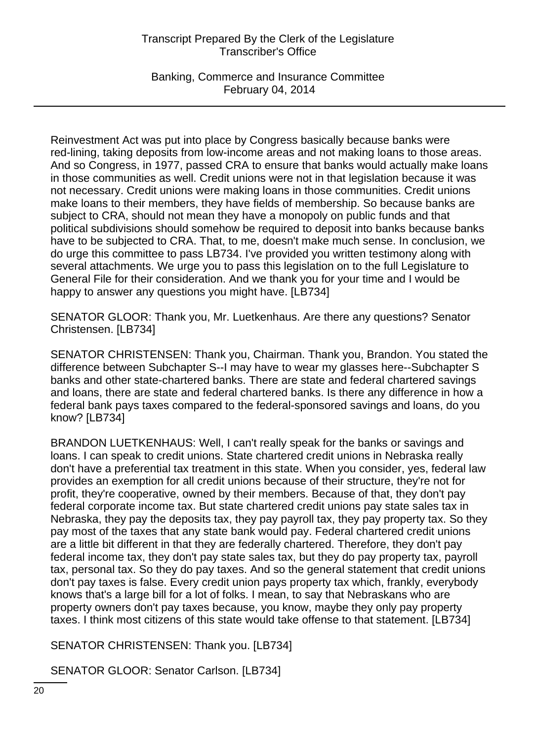Reinvestment Act was put into place by Congress basically because banks were red-lining, taking deposits from low-income areas and not making loans to those areas. And so Congress, in 1977, passed CRA to ensure that banks would actually make loans in those communities as well. Credit unions were not in that legislation because it was not necessary. Credit unions were making loans in those communities. Credit unions make loans to their members, they have fields of membership. So because banks are subject to CRA, should not mean they have a monopoly on public funds and that political subdivisions should somehow be required to deposit into banks because banks have to be subjected to CRA. That, to me, doesn't make much sense. In conclusion, we do urge this committee to pass LB734. I've provided you written testimony along with several attachments. We urge you to pass this legislation on to the full Legislature to General File for their consideration. And we thank you for your time and I would be happy to answer any questions you might have. [LB734]

SENATOR GLOOR: Thank you, Mr. Luetkenhaus. Are there any questions? Senator Christensen. [LB734]

SENATOR CHRISTENSEN: Thank you, Chairman. Thank you, Brandon. You stated the difference between Subchapter S--I may have to wear my glasses here--Subchapter S banks and other state-chartered banks. There are state and federal chartered savings and loans, there are state and federal chartered banks. Is there any difference in how a federal bank pays taxes compared to the federal-sponsored savings and loans, do you know? [LB734]

BRANDON LUETKENHAUS: Well, I can't really speak for the banks or savings and loans. I can speak to credit unions. State chartered credit unions in Nebraska really don't have a preferential tax treatment in this state. When you consider, yes, federal law provides an exemption for all credit unions because of their structure, they're not for profit, they're cooperative, owned by their members. Because of that, they don't pay federal corporate income tax. But state chartered credit unions pay state sales tax in Nebraska, they pay the deposits tax, they pay payroll tax, they pay property tax. So they pay most of the taxes that any state bank would pay. Federal chartered credit unions are a little bit different in that they are federally chartered. Therefore, they don't pay federal income tax, they don't pay state sales tax, but they do pay property tax, payroll tax, personal tax. So they do pay taxes. And so the general statement that credit unions don't pay taxes is false. Every credit union pays property tax which, frankly, everybody knows that's a large bill for a lot of folks. I mean, to say that Nebraskans who are property owners don't pay taxes because, you know, maybe they only pay property taxes. I think most citizens of this state would take offense to that statement. [LB734]

SENATOR CHRISTENSEN: Thank you. [LB734]

SENATOR GLOOR: Senator Carlson. [LB734]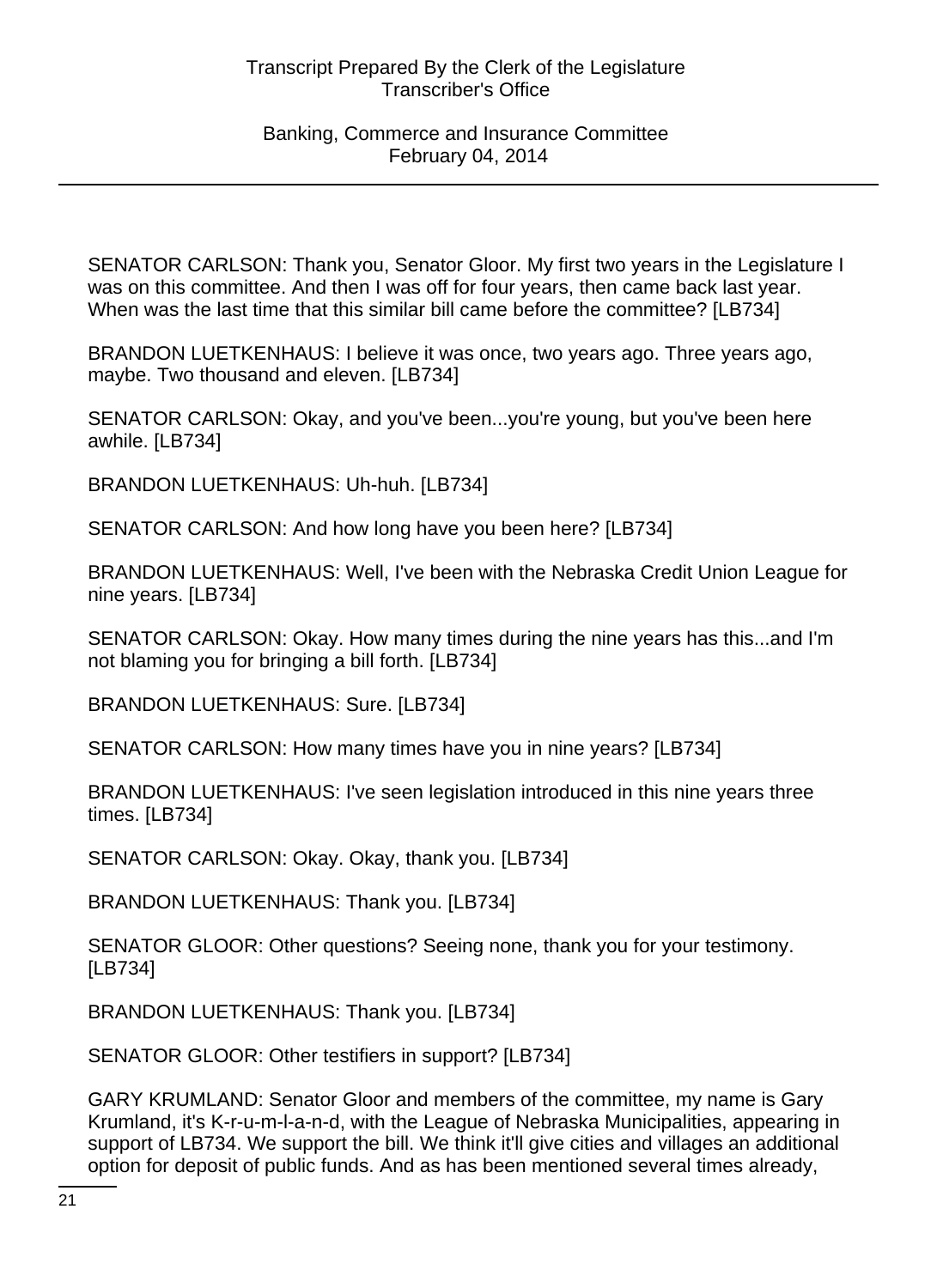SENATOR CARLSON: Thank you, Senator Gloor. My first two years in the Legislature I was on this committee. And then I was off for four years, then came back last year. When was the last time that this similar bill came before the committee? [LB734]

BRANDON LUETKENHAUS: I believe it was once, two years ago. Three years ago, maybe. Two thousand and eleven. [LB734]

SENATOR CARLSON: Okay, and you've been...you're young, but you've been here awhile. [LB734]

BRANDON LUETKENHAUS: Uh-huh. [LB734]

SENATOR CARLSON: And how long have you been here? [LB734]

BRANDON LUETKENHAUS: Well, I've been with the Nebraska Credit Union League for nine years. [LB734]

SENATOR CARLSON: Okay. How many times during the nine years has this...and I'm not blaming you for bringing a bill forth. [LB734]

BRANDON LUETKENHAUS: Sure. [LB734]

SENATOR CARLSON: How many times have you in nine years? [LB734]

BRANDON LUETKENHAUS: I've seen legislation introduced in this nine years three times. [LB734]

SENATOR CARLSON: Okay. Okay, thank you. [LB734]

BRANDON LUETKENHAUS: Thank you. [LB734]

SENATOR GLOOR: Other questions? Seeing none, thank you for your testimony. [LB734]

BRANDON LUETKENHAUS: Thank you. [LB734]

SENATOR GLOOR: Other testifiers in support? [LB734]

GARY KRUMLAND: Senator Gloor and members of the committee, my name is Gary Krumland, it's K-r-u-m-l-a-n-d, with the League of Nebraska Municipalities, appearing in support of LB734. We support the bill. We think it'll give cities and villages an additional option for deposit of public funds. And as has been mentioned several times already,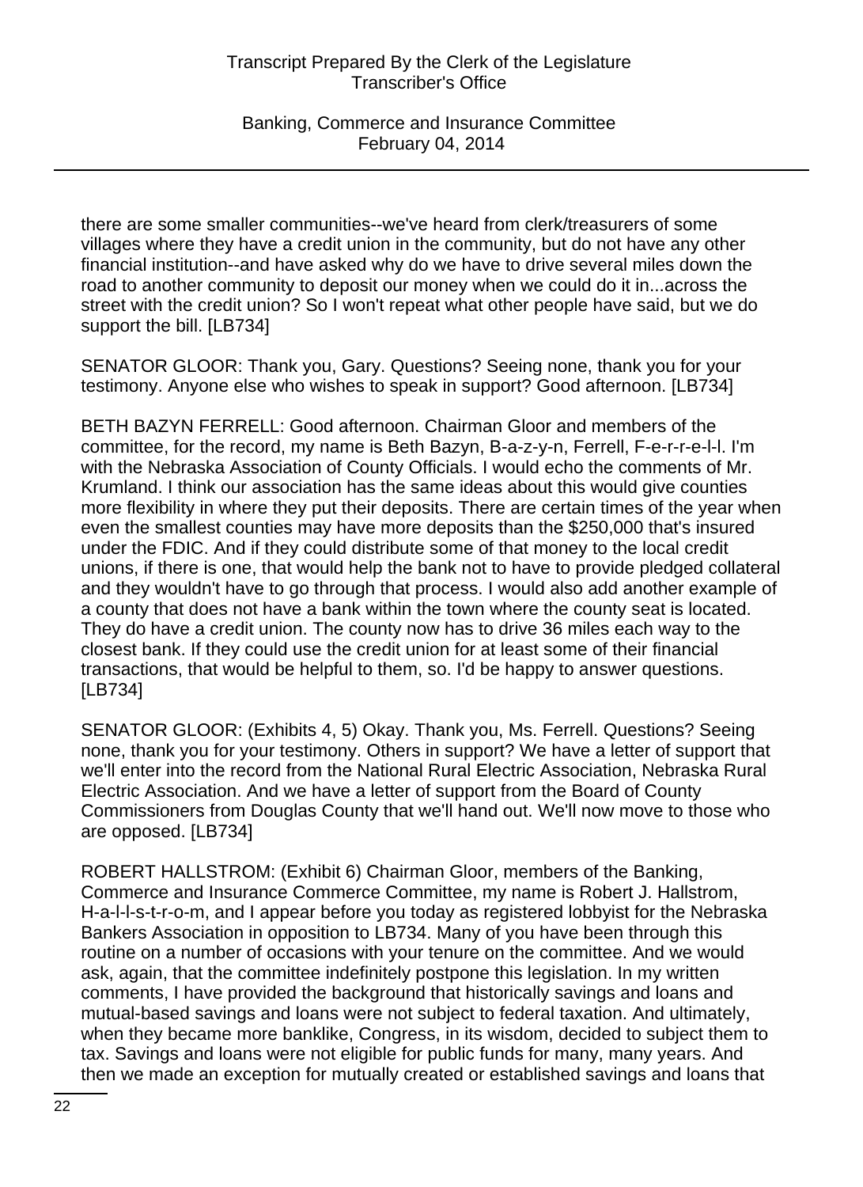there are some smaller communities--we've heard from clerk/treasurers of some villages where they have a credit union in the community, but do not have any other financial institution--and have asked why do we have to drive several miles down the road to another community to deposit our money when we could do it in...across the street with the credit union? So I won't repeat what other people have said, but we do support the bill. [LB734]

SENATOR GLOOR: Thank you, Gary. Questions? Seeing none, thank you for your testimony. Anyone else who wishes to speak in support? Good afternoon. [LB734]

BETH BAZYN FERRELL: Good afternoon. Chairman Gloor and members of the committee, for the record, my name is Beth Bazyn, B-a-z-y-n, Ferrell, F-e-r-r-e-l-l. I'm with the Nebraska Association of County Officials. I would echo the comments of Mr. Krumland. I think our association has the same ideas about this would give counties more flexibility in where they put their deposits. There are certain times of the year when even the smallest counties may have more deposits than the $250,000 that's insured under the FDIC. And if they could distribute some of that money to the local credit unions, if there is one, that would help the bank not to have to provide pledged collateral and they wouldn't have to go through that process. I would also add another example of a county that does not have a bank within the town where the county seat is located. They do have a credit union. The county now has to drive 36 miles each way to the closest bank. If they could use the credit union for at least some of their financial transactions, that would be helpful to them, so. I'd be happy to answer questions. [LB734]

SENATOR GLOOR: (Exhibits 4, 5) Okay. Thank you, Ms. Ferrell. Questions? Seeing none, thank you for your testimony. Others in support? We have a letter of support that we'll enter into the record from the National Rural Electric Association, Nebraska Rural Electric Association. And we have a letter of support from the Board of County Commissioners from Douglas County that we'll hand out. We'll now move to those who are opposed. [LB734]

ROBERT HALLSTROM: (Exhibit 6) Chairman Gloor, members of the Banking, Commerce and Insurance Commerce Committee, my name is Robert J. Hallstrom, H-a-l-l-s-t-r-o-m, and I appear before you today as registered lobbyist for the Nebraska Bankers Association in opposition to LB734. Many of you have been through this routine on a number of occasions with your tenure on the committee. And we would ask, again, that the committee indefinitely postpone this legislation. In my written comments, I have provided the background that historically savings and loans and mutual-based savings and loans were not subject to federal taxation. And ultimately, when they became more banklike, Congress, in its wisdom, decided to subject them to tax. Savings and loans were not eligible for public funds for many, many years. And then we made an exception for mutually created or established savings and loans that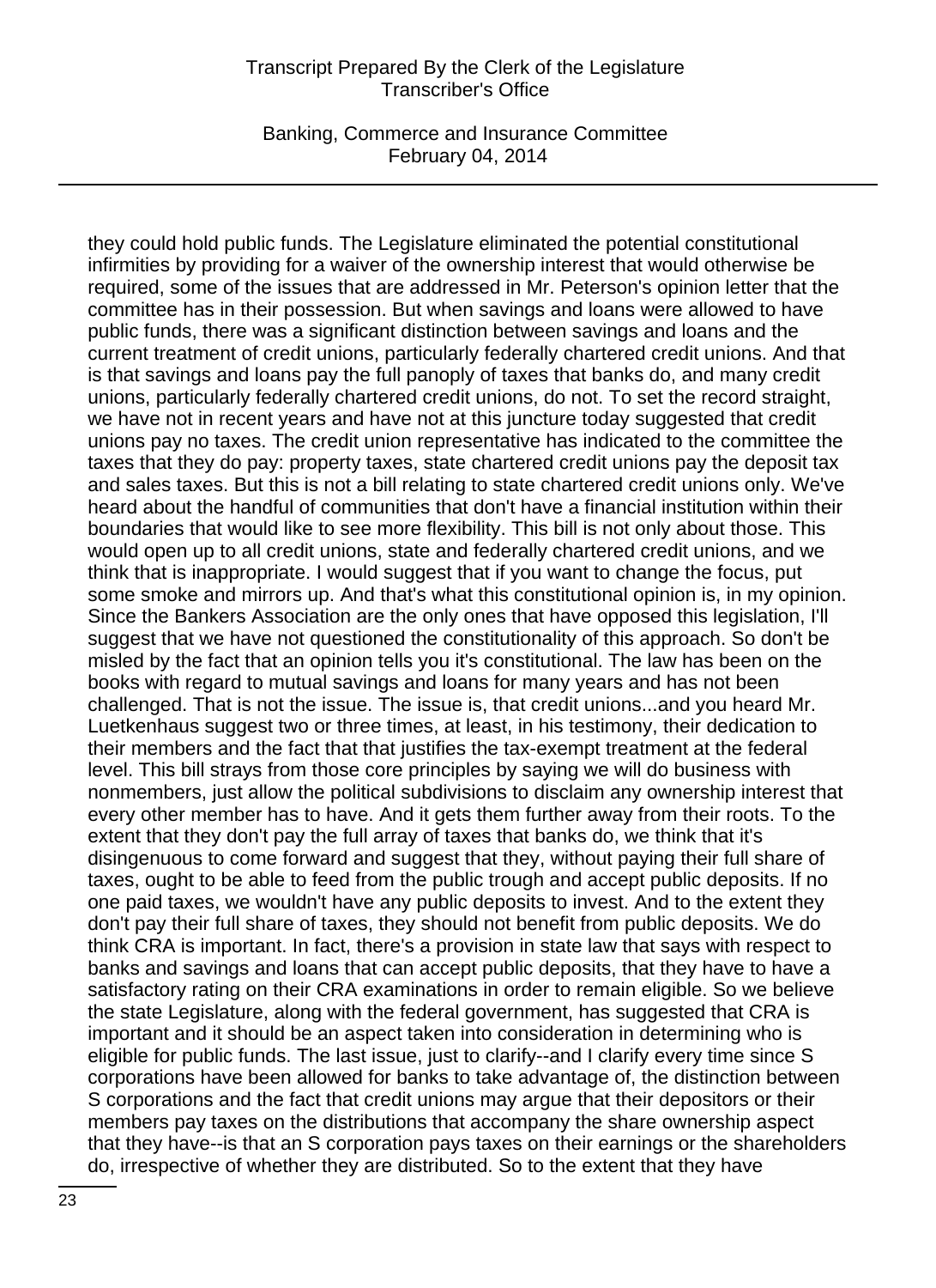they could hold public funds. The Legislature eliminated the potential constitutional infirmities by providing for a waiver of the ownership interest that would otherwise be required, some of the issues that are addressed in Mr. Peterson's opinion letter that the committee has in their possession. But when savings and loans were allowed to have public funds, there was a significant distinction between savings and loans and the current treatment of credit unions, particularly federally chartered credit unions. And that is that savings and loans pay the full panoply of taxes that banks do, and many credit unions, particularly federally chartered credit unions, do not. To set the record straight, we have not in recent years and have not at this juncture today suggested that credit unions pay no taxes. The credit union representative has indicated to the committee the taxes that they do pay: property taxes, state chartered credit unions pay the deposit tax and sales taxes. But this is not a bill relating to state chartered credit unions only. We've heard about the handful of communities that don't have a financial institution within their boundaries that would like to see more flexibility. This bill is not only about those. This would open up to all credit unions, state and federally chartered credit unions, and we think that is inappropriate. I would suggest that if you want to change the focus, put some smoke and mirrors up. And that's what this constitutional opinion is, in my opinion. Since the Bankers Association are the only ones that have opposed this legislation, I'll suggest that we have not questioned the constitutionality of this approach. So don't be misled by the fact that an opinion tells you it's constitutional. The law has been on the books with regard to mutual savings and loans for many years and has not been challenged. That is not the issue. The issue is, that credit unions...and you heard Mr. Luetkenhaus suggest two or three times, at least, in his testimony, their dedication to their members and the fact that that justifies the tax-exempt treatment at the federal level. This bill strays from those core principles by saying we will do business with nonmembers, just allow the political subdivisions to disclaim any ownership interest that every other member has to have. And it gets them further away from their roots. To the extent that they don't pay the full array of taxes that banks do, we think that it's disingenuous to come forward and suggest that they, without paying their full share of taxes, ought to be able to feed from the public trough and accept public deposits. If no one paid taxes, we wouldn't have any public deposits to invest. And to the extent they don't pay their full share of taxes, they should not benefit from public deposits. We do think CRA is important. In fact, there's a provision in state law that says with respect to banks and savings and loans that can accept public deposits, that they have to have a satisfactory rating on their CRA examinations in order to remain eligible. So we believe the state Legislature, along with the federal government, has suggested that CRA is important and it should be an aspect taken into consideration in determining who is eligible for public funds. The last issue, just to clarify--and I clarify every time since S corporations have been allowed for banks to take advantage of, the distinction between S corporations and the fact that credit unions may argue that their depositors or their members pay taxes on the distributions that accompany the share ownership aspect that they have--is that an S corporation pays taxes on their earnings or the shareholders do, irrespective of whether they are distributed. So to the extent that they have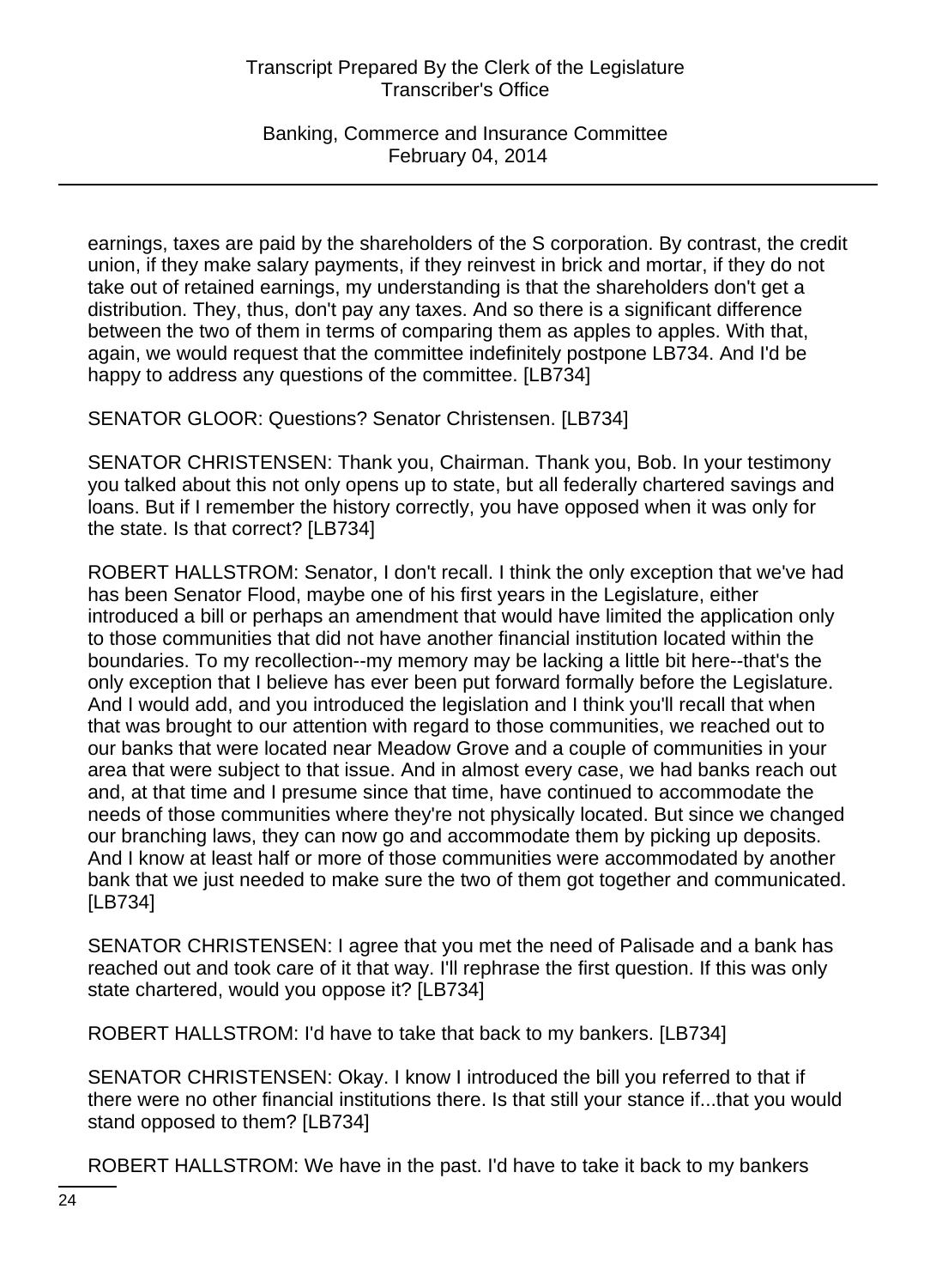earnings, taxes are paid by the shareholders of the S corporation. By contrast, the credit union, if they make salary payments, if they reinvest in brick and mortar, if they do not take out of retained earnings, my understanding is that the shareholders don't get a distribution. They, thus, don't pay any taxes. And so there is a significant difference between the two of them in terms of comparing them as apples to apples. With that, again, we would request that the committee indefinitely postpone LB734. And I'd be happy to address any questions of the committee. [LB734]

SENATOR GLOOR: Questions? Senator Christensen. [LB734]

SENATOR CHRISTENSEN: Thank you, Chairman. Thank you, Bob. In your testimony you talked about this not only opens up to state, but all federally chartered savings and loans. But if I remember the history correctly, you have opposed when it was only for the state. Is that correct? [LB734]

ROBERT HALLSTROM: Senator, I don't recall. I think the only exception that we've had has been Senator Flood, maybe one of his first years in the Legislature, either introduced a bill or perhaps an amendment that would have limited the application only to those communities that did not have another financial institution located within the boundaries. To my recollection--my memory may be lacking a little bit here--that's the only exception that I believe has ever been put forward formally before the Legislature. And I would add, and you introduced the legislation and I think you'll recall that when that was brought to our attention with regard to those communities, we reached out to our banks that were located near Meadow Grove and a couple of communities in your area that were subject to that issue. And in almost every case, we had banks reach out and, at that time and I presume since that time, have continued to accommodate the needs of those communities where they're not physically located. But since we changed our branching laws, they can now go and accommodate them by picking up deposits. And I know at least half or more of those communities were accommodated by another bank that we just needed to make sure the two of them got together and communicated. [LB734]

SENATOR CHRISTENSEN: I agree that you met the need of Palisade and a bank has reached out and took care of it that way. I'll rephrase the first question. If this was only state chartered, would you oppose it? [LB734]

ROBERT HALLSTROM: I'd have to take that back to my bankers. [LB734]

SENATOR CHRISTENSEN: Okay. I know I introduced the bill you referred to that if there were no other financial institutions there. Is that still your stance if...that you would stand opposed to them? [LB734]

ROBERT HALLSTROM: We have in the past. I'd have to take it back to my bankers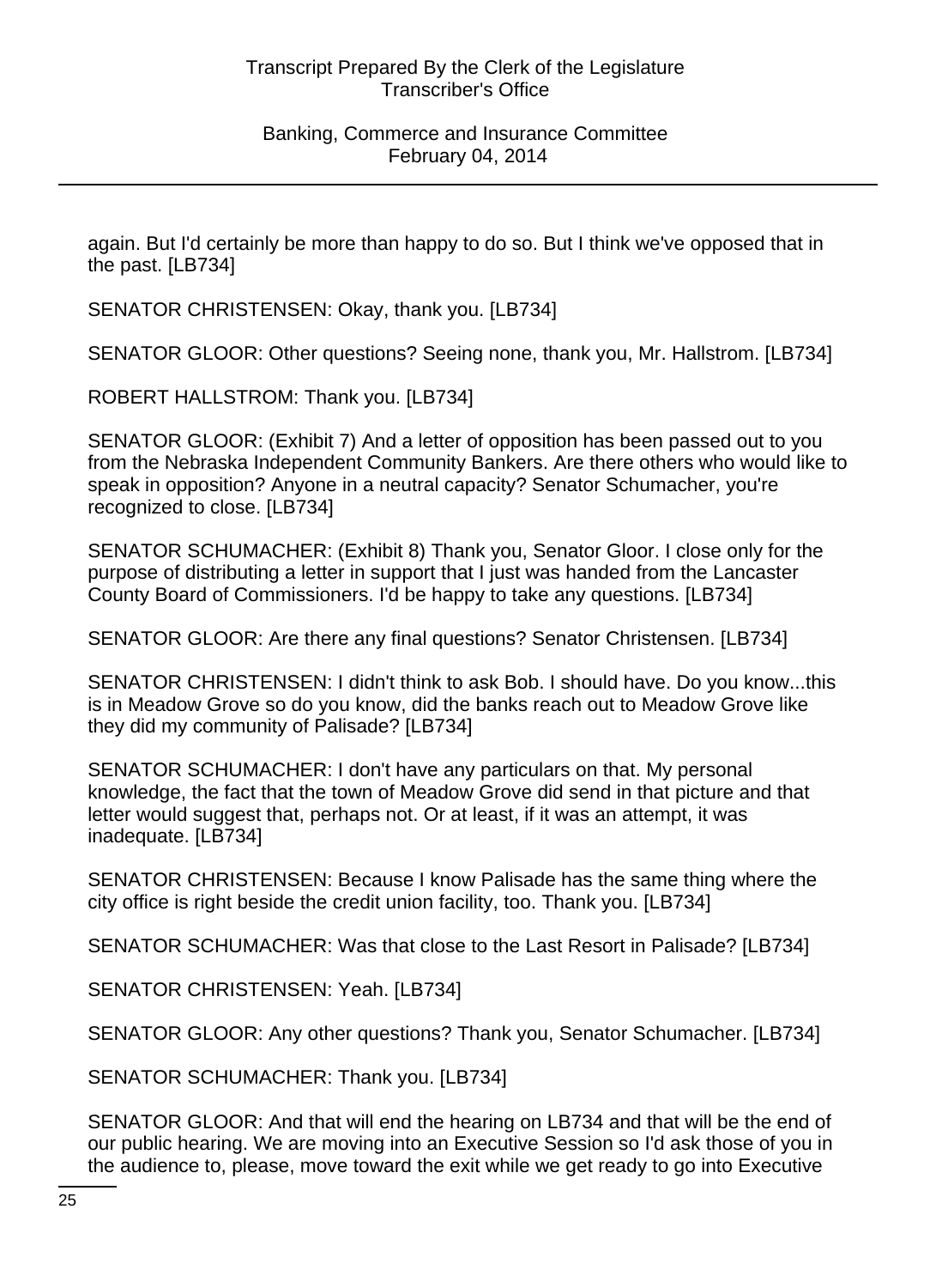again. But I'd certainly be more than happy to do so. But I think we've opposed that in the past. [LB734]

SENATOR CHRISTENSEN: Okay, thank you. [LB734]

SENATOR GLOOR: Other questions? Seeing none, thank you, Mr. Hallstrom. [LB734]

ROBERT HALLSTROM: Thank you. [LB734]

SENATOR GLOOR: (Exhibit 7) And a letter of opposition has been passed out to you from the Nebraska Independent Community Bankers. Are there others who would like to speak in opposition? Anyone in a neutral capacity? Senator Schumacher, you're recognized to close. [LB734]

SENATOR SCHUMACHER: (Exhibit 8) Thank you, Senator Gloor. I close only for the purpose of distributing a letter in support that I just was handed from the Lancaster County Board of Commissioners. I'd be happy to take any questions. [LB734]

SENATOR GLOOR: Are there any final questions? Senator Christensen. [LB734]

SENATOR CHRISTENSEN: I didn't think to ask Bob. I should have. Do you know...this is in Meadow Grove so do you know, did the banks reach out to Meadow Grove like they did my community of Palisade? [LB734]

SENATOR SCHUMACHER: I don't have any particulars on that. My personal knowledge, the fact that the town of Meadow Grove did send in that picture and that letter would suggest that, perhaps not. Or at least, if it was an attempt, it was inadequate. [LB734]

SENATOR CHRISTENSEN: Because I know Palisade has the same thing where the city office is right beside the credit union facility, too. Thank you. [LB734]

SENATOR SCHUMACHER: Was that close to the Last Resort in Palisade? [LB734]

SENATOR CHRISTENSEN: Yeah. [LB734]

SENATOR GLOOR: Any other questions? Thank you, Senator Schumacher. [LB734]

SENATOR SCHUMACHER: Thank you. [LB734]

SENATOR GLOOR: And that will end the hearing on LB734 and that will be the end of our public hearing. We are moving into an Executive Session so I'd ask those of you in the audience to, please, move toward the exit while we get ready to go into Executive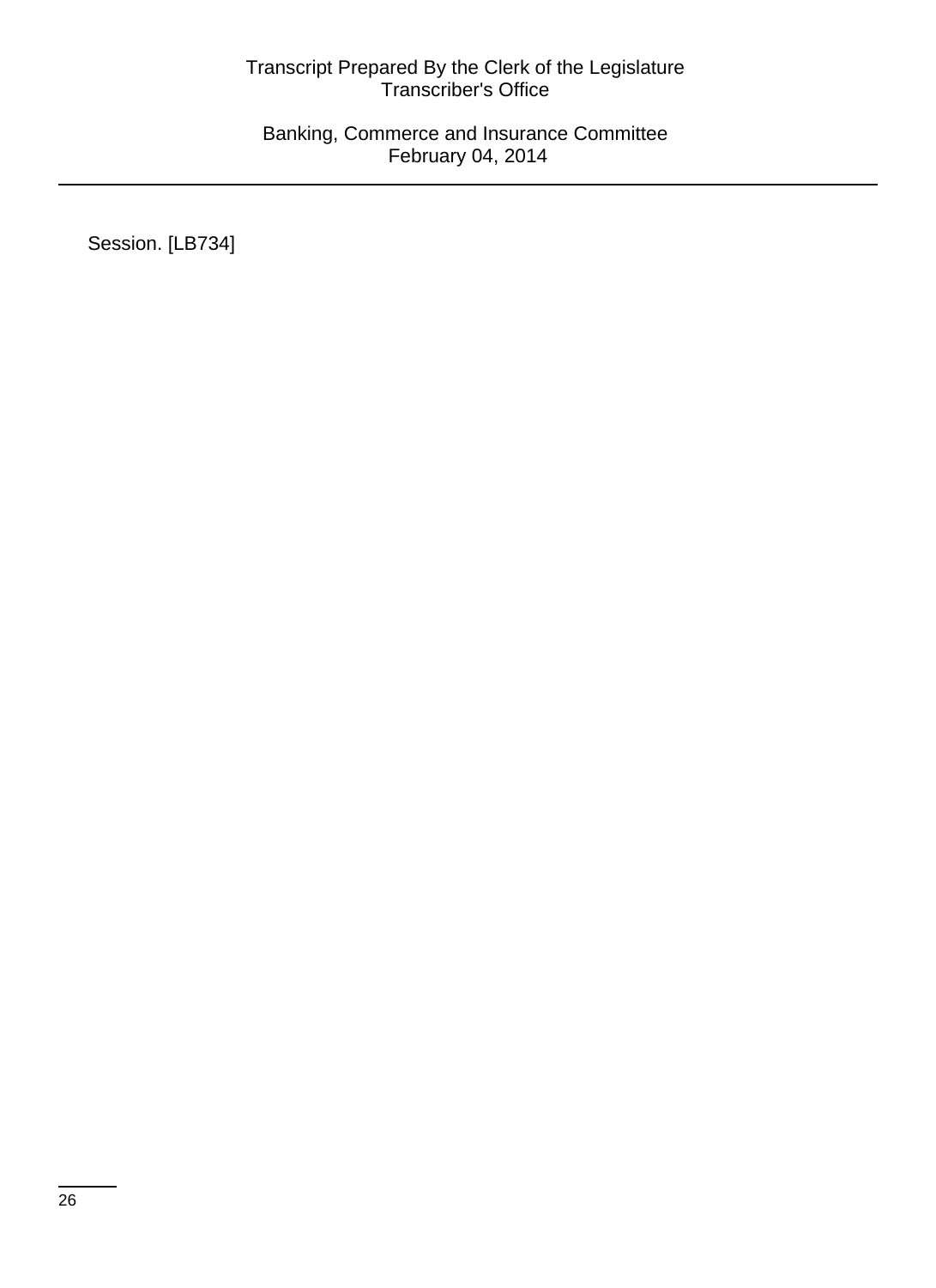Session. [LB734]